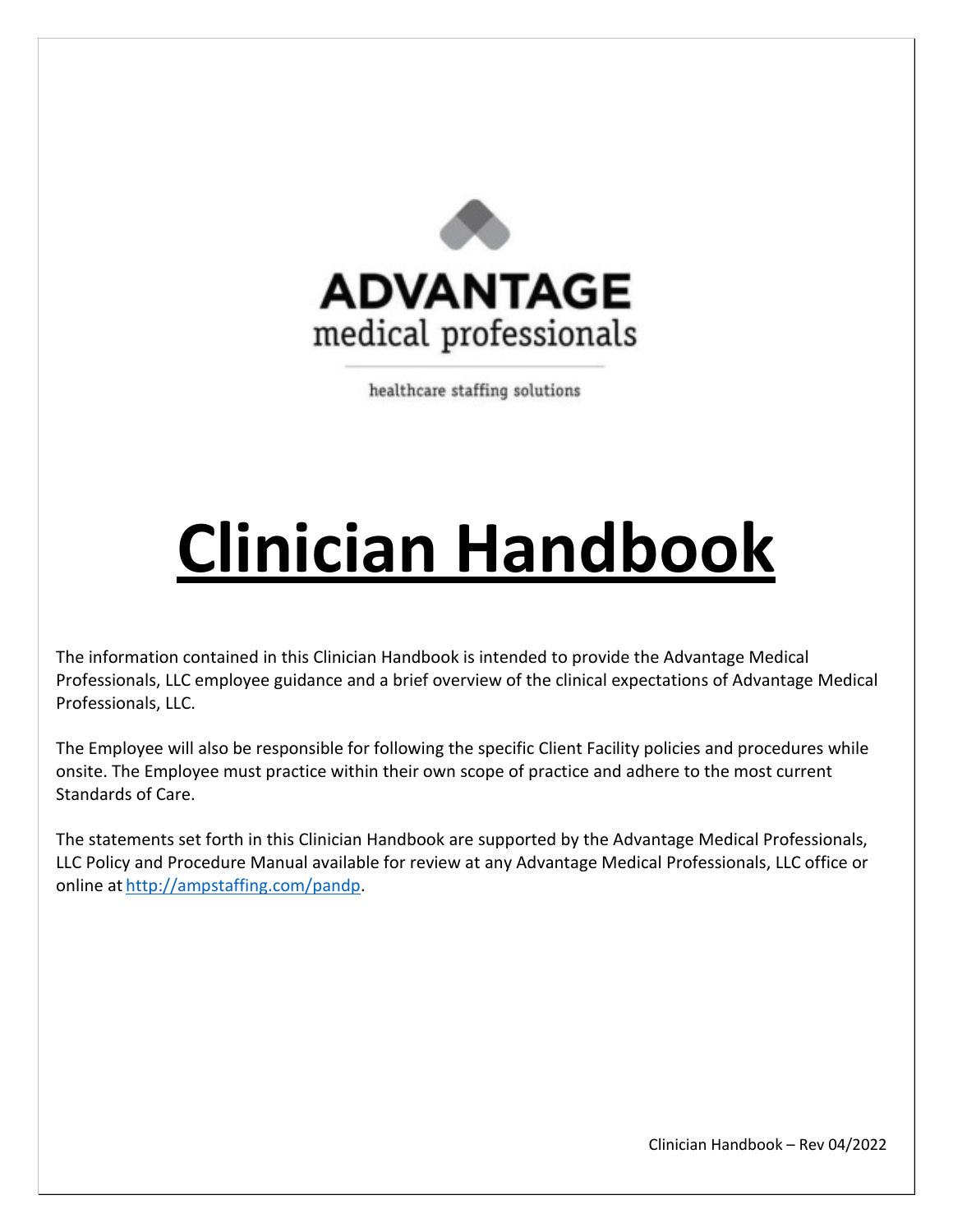ADVANTAGE
medical professionals

healthcare staffing solutions

# Clinician Handbook

The information contained in this Clinician Handbook is intended to provide the Advantage Medical Professionals, LLC employee guidance and a brief overview of the clinical expectations of Advantage Medical Professionals, LLC.

The Employee will also be responsible for following the specific Client Facility policies and procedures while onsite. The Employee must practice within their own scope of practice and adhere to the most current Standards of Care.

The statements set forth in this Clinician Handbook are supported by the Advantage Medical Professionals, LLC Policy and Procedure Manual available for review at any Advantage Medical Professionals, LLC office or online at [http://ampstaffing.com/pandp](http://ampstaffing.com/pandp).

Clinician Handbook – Rev 04/2022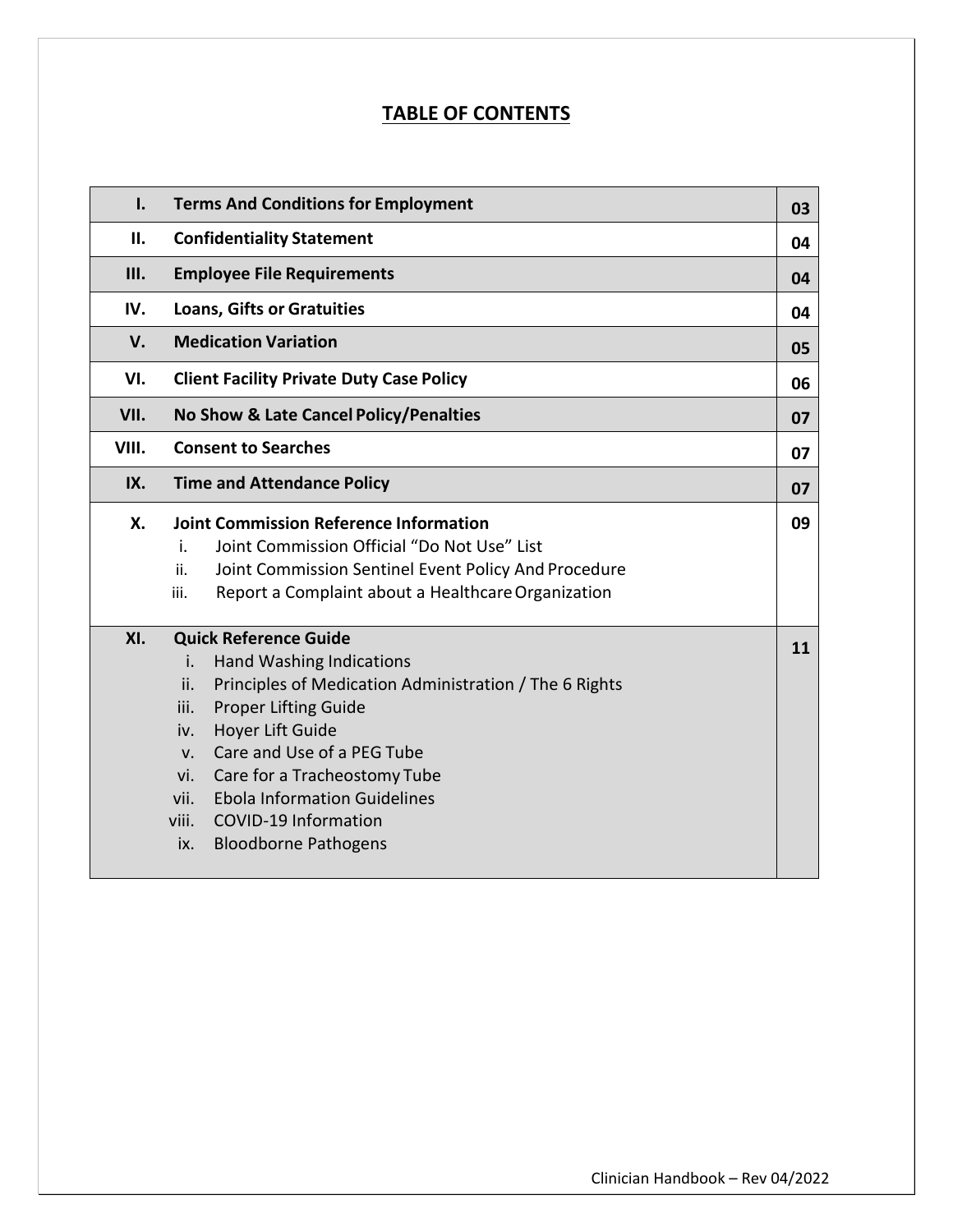# TABLE OF CONTENTS

| | | |
|---|---|---|
| **I.** | **Terms And Conditions for Employment** | **03** |
| **II.** | **Confidentiality Statement** | **04** |
| **III.** | **Employee File Requirements** | **04** |
| **IV.** | **Loans, Gifts or Gratuities** | **04** |
| **V.** | **Medication Variation** | **05** |
| **VI.** | **Client Facility Private Duty Case Policy** | **06** |
| **VII.** | **No Show & Late Cancel Policy/Penalties** | **07** |
| **VIII.** | **Consent to Searches** | **07** |
| **IX.** | **Time and Attendance Policy** | **07** |
| **X.** | **Joint Commission Reference Information**<br>i. Joint Commission Official "Do Not Use" List<br>ii. Joint Commission Sentinel Event Policy And Procedure<br>iii. Report a Complaint about a Healthcare Organization | **09** |
| **XI.** | **Quick Reference Guide**<br>i. Hand Washing Indications<br>ii. Principles of Medication Administration / The 6 Rights<br>iii. Proper Lifting Guide<br>iv. Hoyer Lift Guide<br>v. Care and Use of a PEG Tube<br>vi. Care for a Tracheostomy Tube<br>vii. Ebola Information Guidelines<br>viii. COVID-19 Information<br>ix. Bloodborne Pathogens | **11** |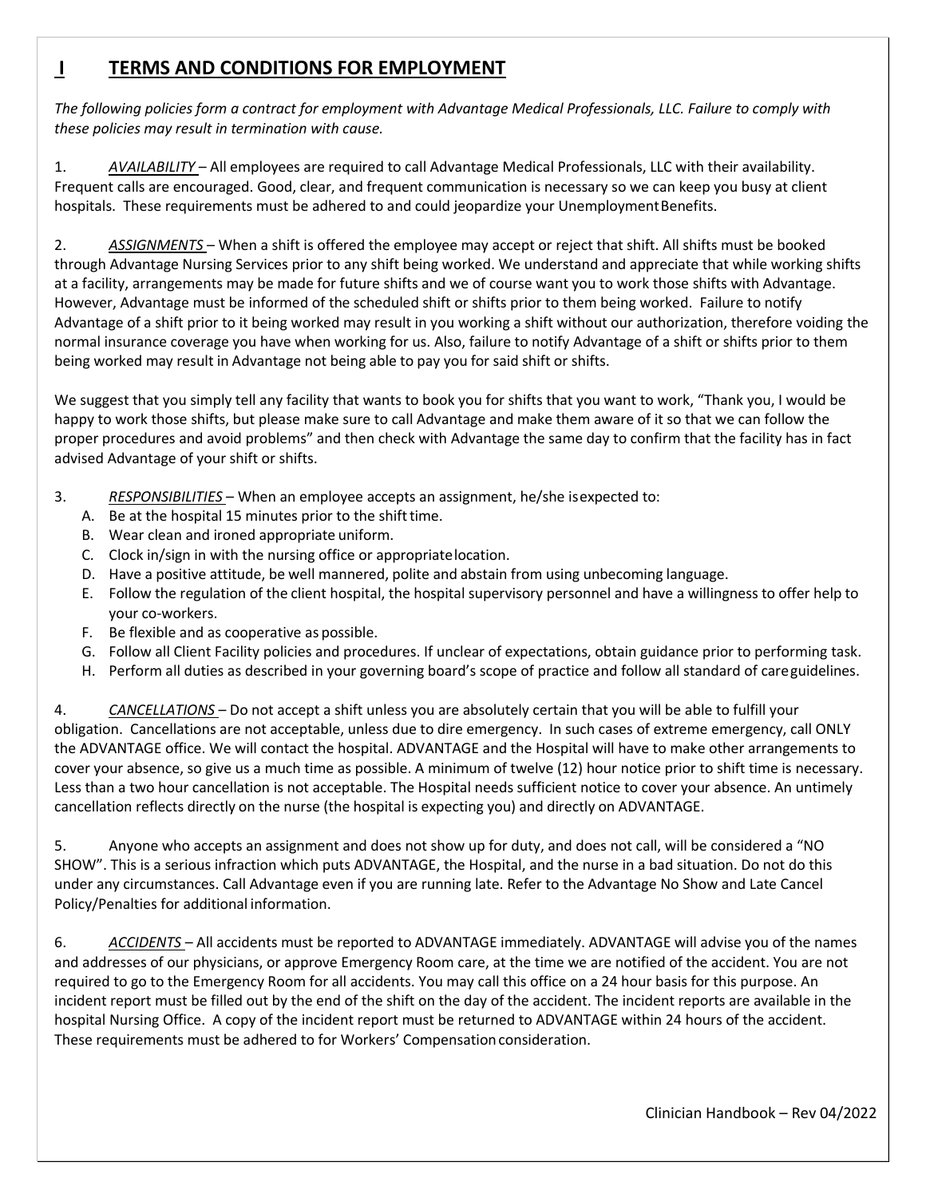# I TERMS AND CONDITIONS FOR EMPLOYMENT

*The following policies form a contract for employment with Advantage Medical Professionals, LLC. Failure to comply with these policies may result in termination with cause.*

1. *AVAILABILITY* – All employees are required to call Advantage Medical Professionals, LLC with their availability. Frequent calls are encouraged. Good, clear, and frequent communication is necessary so we can keep you busy at client hospitals. These requirements must be adhered to and could jeopardize your Unemployment Benefits.

2. *ASSIGNMENTS* – When a shift is offered the employee may accept or reject that shift. All shifts must be booked through Advantage Nursing Services prior to any shift being worked. We understand and appreciate that while working shifts at a facility, arrangements may be made for future shifts and we of course want you to work those shifts with Advantage. However, Advantage must be informed of the scheduled shift or shifts prior to them being worked. Failure to notify Advantage of a shift prior to it being worked may result in you working a shift without our authorization, therefore voiding the normal insurance coverage you have when working for us. Also, failure to notify Advantage of a shift or shifts prior to them being worked may result in Advantage not being able to pay you for said shift or shifts.

We suggest that you simply tell any facility that wants to book you for shifts that you want to work, "Thank you, I would be happy to work those shifts, but please make sure to call Advantage and make them aware of it so that we can follow the proper procedures and avoid problems" and then check with Advantage the same day to confirm that the facility has in fact advised Advantage of your shift or shifts.

3. *RESPONSIBILITIES* – When an employee accepts an assignment, he/she is expected to:
   - A. Be at the hospital 15 minutes prior to the shift time.
   - B. Wear clean and ironed appropriate uniform.
   - C. Clock in/sign in with the nursing office or appropriate location.
   - D. Have a positive attitude, be well mannered, polite and abstain from using unbecoming language.
   - E. Follow the regulation of the client hospital, the hospital supervisory personnel and have a willingness to offer help to your co-workers.
   - F. Be flexible and as cooperative as possible.
   - G. Follow all Client Facility policies and procedures. If unclear of expectations, obtain guidance prior to performing task.
   - H. Perform all duties as described in your governing board's scope of practice and follow all standard of care guidelines.

4. *CANCELLATIONS* – Do not accept a shift unless you are absolutely certain that you will be able to fulfill your obligation. Cancellations are not acceptable, unless due to dire emergency. In such cases of extreme emergency, call ONLY the ADVANTAGE office. We will contact the hospital. ADVANTAGE and the Hospital will have to make other arrangements to cover your absence, so give us a much time as possible. A minimum of twelve (12) hour notice prior to shift time is necessary. Less than a two hour cancellation is not acceptable. The Hospital needs sufficient notice to cover your absence. An untimely cancellation reflects directly on the nurse (the hospital is expecting you) and directly on ADVANTAGE.

5. Anyone who accepts an assignment and does not show up for duty, and does not call, will be considered a "NO SHOW". This is a serious infraction which puts ADVANTAGE, the Hospital, and the nurse in a bad situation. Do not do this under any circumstances. Call Advantage even if you are running late. Refer to the Advantage No Show and Late Cancel Policy/Penalties for additional information.

6. *ACCIDENTS* – All accidents must be reported to ADVANTAGE immediately. ADVANTAGE will advise you of the names and addresses of our physicians, or approve Emergency Room care, at the time we are notified of the accident. You are not required to go to the Emergency Room for all accidents. You may call this office on a 24 hour basis for this purpose. An incident report must be filled out by the end of the shift on the day of the accident. The incident reports are available in the hospital Nursing Office. A copy of the incident report must be returned to ADVANTAGE within 24 hours of the accident. These requirements must be adhered to for Workers' Compensation consideration.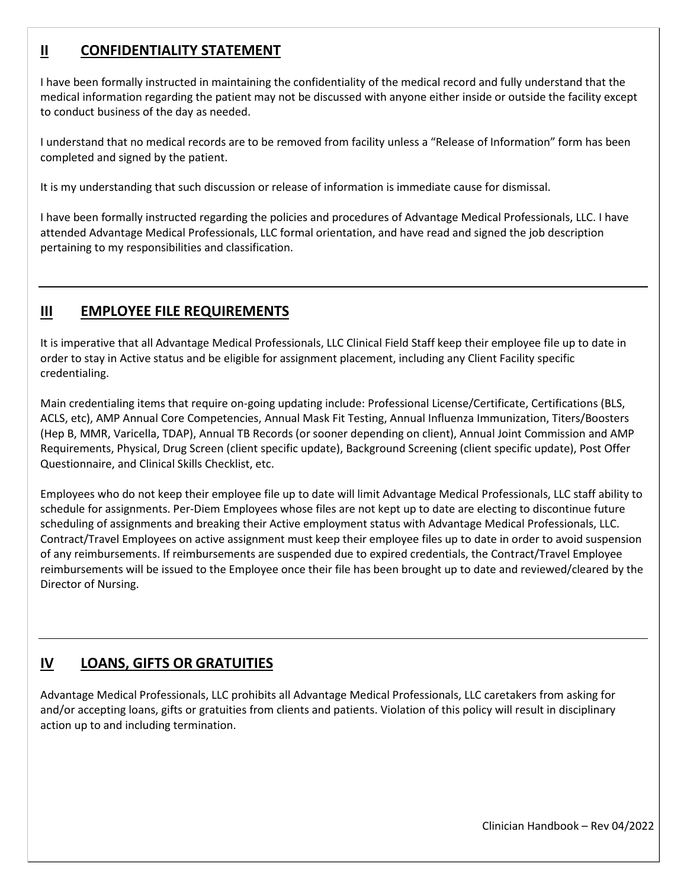## II CONFIDENTIALITY STATEMENT

I have been formally instructed in maintaining the confidentiality of the medical record and fully understand that the medical information regarding the patient may not be discussed with anyone either inside or outside the facility except to conduct business of the day as needed.

I understand that no medical records are to be removed from facility unless a "Release of Information" form has been completed and signed by the patient.

It is my understanding that such discussion or release of information is immediate cause for dismissal.

I have been formally instructed regarding the policies and procedures of Advantage Medical Professionals, LLC. I have attended Advantage Medical Professionals, LLC formal orientation, and have read and signed the job description pertaining to my responsibilities and classification.

## III EMPLOYEE FILE REQUIREMENTS

It is imperative that all Advantage Medical Professionals, LLC Clinical Field Staff keep their employee file up to date in order to stay in Active status and be eligible for assignment placement, including any Client Facility specific credentialing.

Main credentialing items that require on-going updating include: Professional License/Certificate, Certifications (BLS, ACLS, etc), AMP Annual Core Competencies, Annual Mask Fit Testing, Annual Influenza Immunization, Titers/Boosters (Hep B, MMR, Varicella, TDAP), Annual TB Records (or sooner depending on client), Annual Joint Commission and AMP Requirements, Physical, Drug Screen (client specific update), Background Screening (client specific update), Post Offer Questionnaire, and Clinical Skills Checklist, etc.

Employees who do not keep their employee file up to date will limit Advantage Medical Professionals, LLC staff ability to schedule for assignments. Per-Diem Employees whose files are not kept up to date are electing to discontinue future scheduling of assignments and breaking their Active employment status with Advantage Medical Professionals, LLC. Contract/Travel Employees on active assignment must keep their employee files up to date in order to avoid suspension of any reimbursements. If reimbursements are suspended due to expired credentials, the Contract/Travel Employee reimbursements will be issued to the Employee once their file has been brought up to date and reviewed/cleared by the Director of Nursing.

## IV LOANS, GIFTS OR GRATUITIES

Advantage Medical Professionals, LLC prohibits all Advantage Medical Professionals, LLC caretakers from asking for and/or accepting loans, gifts or gratuities from clients and patients. Violation of this policy will result in disciplinary action up to and including termination.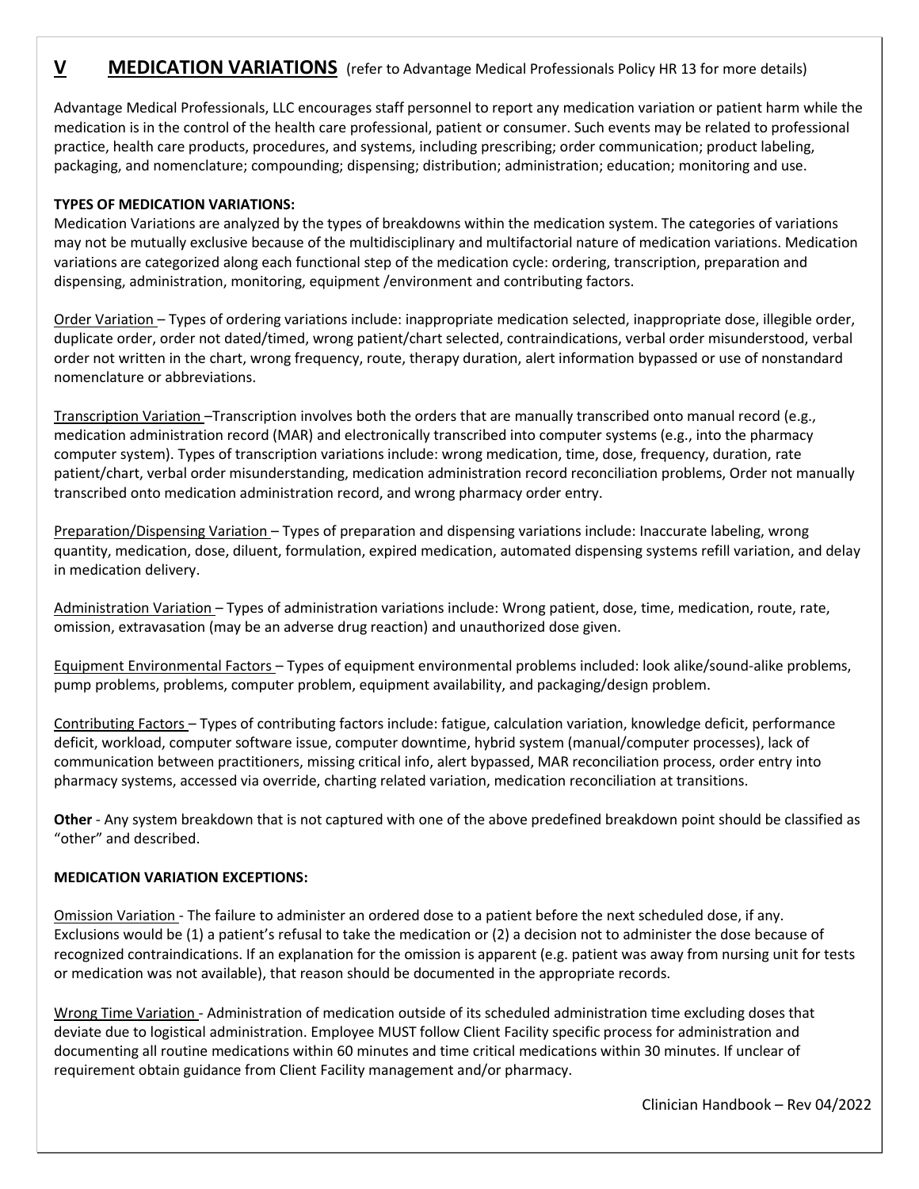## V MEDICATION VARIATIONS (refer to Advantage Medical Professionals Policy HR 13 for more details)

Advantage Medical Professionals, LLC encourages staff personnel to report any medication variation or patient harm while the medication is in the control of the health care professional, patient or consumer. Such events may be related to professional practice, health care products, procedures, and systems, including prescribing; order communication; product labeling, packaging, and nomenclature; compounding; dispensing; distribution; administration; education; monitoring and use.

**TYPES OF MEDICATION VARIATIONS:**

Medication Variations are analyzed by the types of breakdowns within the medication system. The categories of variations may not be mutually exclusive because of the multidisciplinary and multifactorial nature of medication variations. Medication variations are categorized along each functional step of the medication cycle: ordering, transcription, preparation and dispensing, administration, monitoring, equipment /environment and contributing factors.

Order Variation – Types of ordering variations include: inappropriate medication selected, inappropriate dose, illegible order, duplicate order, order not dated/timed, wrong patient/chart selected, contraindications, verbal order misunderstood, verbal order not written in the chart, wrong frequency, route, therapy duration, alert information bypassed or use of nonstandard nomenclature or abbreviations.

Transcription Variation –Transcription involves both the orders that are manually transcribed onto manual record (e.g., medication administration record (MAR) and electronically transcribed into computer systems (e.g., into the pharmacy computer system). Types of transcription variations include: wrong medication, time, dose, frequency, duration, rate patient/chart, verbal order misunderstanding, medication administration record reconciliation problems, Order not manually transcribed onto medication administration record, and wrong pharmacy order entry.

Preparation/Dispensing Variation – Types of preparation and dispensing variations include: Inaccurate labeling, wrong quantity, medication, dose, diluent, formulation, expired medication, automated dispensing systems refill variation, and delay in medication delivery.

Administration Variation – Types of administration variations include: Wrong patient, dose, time, medication, route, rate, omission, extravasation (may be an adverse drug reaction) and unauthorized dose given.

Equipment Environmental Factors – Types of equipment environmental problems included: look alike/sound-alike problems, pump problems, problems, computer problem, equipment availability, and packaging/design problem.

Contributing Factors – Types of contributing factors include: fatigue, calculation variation, knowledge deficit, performance deficit, workload, computer software issue, computer downtime, hybrid system (manual/computer processes), lack of communication between practitioners, missing critical info, alert bypassed, MAR reconciliation process, order entry into pharmacy systems, accessed via override, charting related variation, medication reconciliation at transitions.

**Other** - Any system breakdown that is not captured with one of the above predefined breakdown point should be classified as "other" and described.

**MEDICATION VARIATION EXCEPTIONS:**

Omission Variation - The failure to administer an ordered dose to a patient before the next scheduled dose, if any. Exclusions would be (1) a patient's refusal to take the medication or (2) a decision not to administer the dose because of recognized contraindications. If an explanation for the omission is apparent (e.g. patient was away from nursing unit for tests or medication was not available), that reason should be documented in the appropriate records.

Wrong Time Variation - Administration of medication outside of its scheduled administration time excluding doses that deviate due to logistical administration. Employee MUST follow Client Facility specific process for administration and documenting all routine medications within 60 minutes and time critical medications within 30 minutes. If unclear of requirement obtain guidance from Client Facility management and/or pharmacy.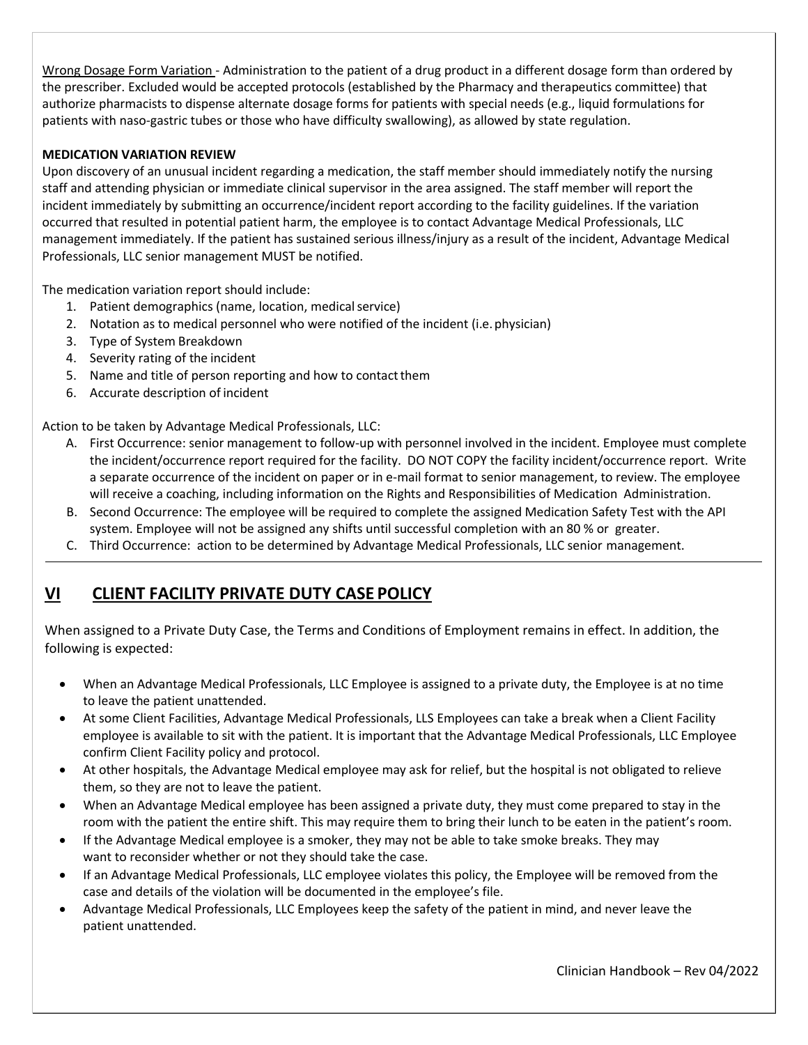Wrong Dosage Form Variation - Administration to the patient of a drug product in a different dosage form than ordered by the prescriber. Excluded would be accepted protocols (established by the Pharmacy and therapeutics committee) that authorize pharmacists to dispense alternate dosage forms for patients with special needs (e.g., liquid formulations for patients with naso-gastric tubes or those who have difficulty swallowing), as allowed by state regulation.

**MEDICATION VARIATION REVIEW**

Upon discovery of an unusual incident regarding a medication, the staff member should immediately notify the nursing staff and attending physician or immediate clinical supervisor in the area assigned. The staff member will report the incident immediately by submitting an occurrence/incident report according to the facility guidelines. If the variation occurred that resulted in potential patient harm, the employee is to contact Advantage Medical Professionals, LLC management immediately. If the patient has sustained serious illness/injury as a result of the incident, Advantage Medical Professionals, LLC senior management MUST be notified.

The medication variation report should include:

1. Patient demographics (name, location, medical service)
2. Notation as to medical personnel who were notified of the incident (i.e. physician)
3. Type of System Breakdown
4. Severity rating of the incident
5. Name and title of person reporting and how to contact them
6. Accurate description of incident

Action to be taken by Advantage Medical Professionals, LLC:

A. First Occurrence: senior management to follow-up with personnel involved in the incident. Employee must complete the incident/occurrence report required for the facility. DO NOT COPY the facility incident/occurrence report. Write a separate occurrence of the incident on paper or in e-mail format to senior management, to review. The employee will receive a coaching, including information on the Rights and Responsibilities of Medication Administration.
B. Second Occurrence: The employee will be required to complete the assigned Medication Safety Test with the API system. Employee will not be assigned any shifts until successful completion with an 80 % or greater.
C. Third Occurrence: action to be determined by Advantage Medical Professionals, LLC senior management.

## VI CLIENT FACILITY PRIVATE DUTY CASE POLICY

When assigned to a Private Duty Case, the Terms and Conditions of Employment remains in effect. In addition, the following is expected:

- When an Advantage Medical Professionals, LLC Employee is assigned to a private duty, the Employee is at no time to leave the patient unattended.
- At some Client Facilities, Advantage Medical Professionals, LLS Employees can take a break when a Client Facility employee is available to sit with the patient. It is important that the Advantage Medical Professionals, LLC Employee confirm Client Facility policy and protocol.
- At other hospitals, the Advantage Medical employee may ask for relief, but the hospital is not obligated to relieve them, so they are not to leave the patient.
- When an Advantage Medical employee has been assigned a private duty, they must come prepared to stay in the room with the patient the entire shift. This may require them to bring their lunch to be eaten in the patient's room.
- If the Advantage Medical employee is a smoker, they may not be able to take smoke breaks. They may want to reconsider whether or not they should take the case.
- If an Advantage Medical Professionals, LLC employee violates this policy, the Employee will be removed from the case and details of the violation will be documented in the employee's file.
- Advantage Medical Professionals, LLC Employees keep the safety of the patient in mind, and never leave the patient unattended.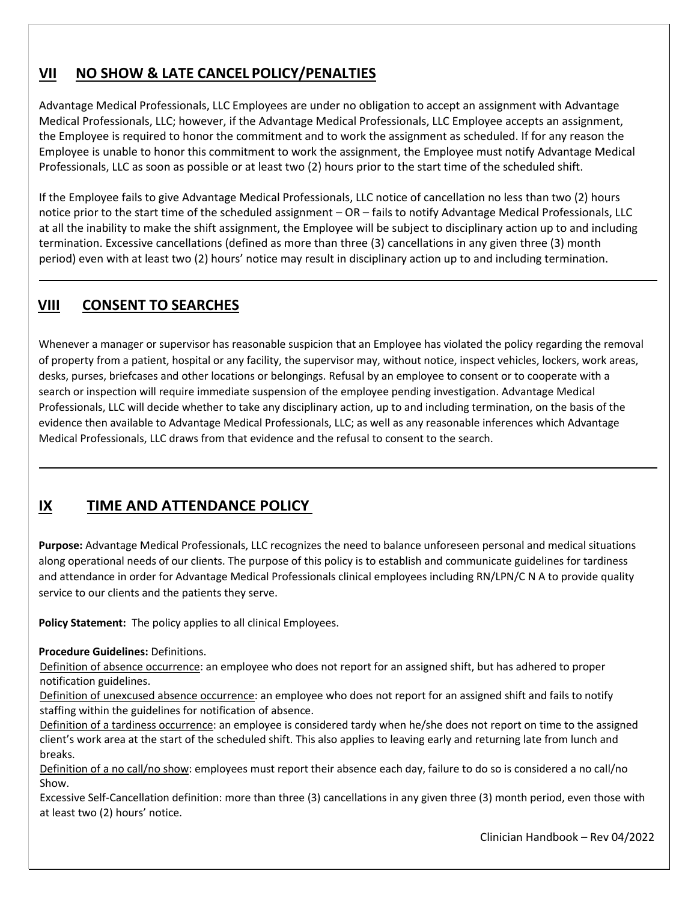## VII NO SHOW & LATE CANCEL POLICY/PENALTIES

Advantage Medical Professionals, LLC Employees are under no obligation to accept an assignment with Advantage Medical Professionals, LLC; however, if the Advantage Medical Professionals, LLC Employee accepts an assignment, the Employee is required to honor the commitment and to work the assignment as scheduled. If for any reason the Employee is unable to honor this commitment to work the assignment, the Employee must notify Advantage Medical Professionals, LLC as soon as possible or at least two (2) hours prior to the start time of the scheduled shift.

If the Employee fails to give Advantage Medical Professionals, LLC notice of cancellation no less than two (2) hours notice prior to the start time of the scheduled assignment – OR – fails to notify Advantage Medical Professionals, LLC at all the inability to make the shift assignment, the Employee will be subject to disciplinary action up to and including termination. Excessive cancellations (defined as more than three (3) cancellations in any given three (3) month period) even with at least two (2) hours' notice may result in disciplinary action up to and including termination.

## VIII CONSENT TO SEARCHES

Whenever a manager or supervisor has reasonable suspicion that an Employee has violated the policy regarding the removal of property from a patient, hospital or any facility, the supervisor may, without notice, inspect vehicles, lockers, work areas, desks, purses, briefcases and other locations or belongings. Refusal by an employee to consent or to cooperate with a search or inspection will require immediate suspension of the employee pending investigation. Advantage Medical Professionals, LLC will decide whether to take any disciplinary action, up to and including termination, on the basis of the evidence then available to Advantage Medical Professionals, LLC; as well as any reasonable inferences which Advantage Medical Professionals, LLC draws from that evidence and the refusal to consent to the search.

## IX TIME AND ATTENDANCE POLICY

**Purpose:** Advantage Medical Professionals, LLC recognizes the need to balance unforeseen personal and medical situations along operational needs of our clients. The purpose of this policy is to establish and communicate guidelines for tardiness and attendance in order for Advantage Medical Professionals clinical employees including RN/LPN/C N A to provide quality service to our clients and the patients they serve.

**Policy Statement:** The policy applies to all clinical Employees.

**Procedure Guidelines:** Definitions.

Definition of absence occurrence: an employee who does not report for an assigned shift, but has adhered to proper notification guidelines.

Definition of unexcused absence occurrence: an employee who does not report for an assigned shift and fails to notify staffing within the guidelines for notification of absence.

Definition of a tardiness occurrence: an employee is considered tardy when he/she does not report on time to the assigned client's work area at the start of the scheduled shift. This also applies to leaving early and returning late from lunch and breaks.

Definition of a no call/no show: employees must report their absence each day, failure to do so is considered a no call/no Show.

Excessive Self-Cancellation definition: more than three (3) cancellations in any given three (3) month period, even those with at least two (2) hours' notice.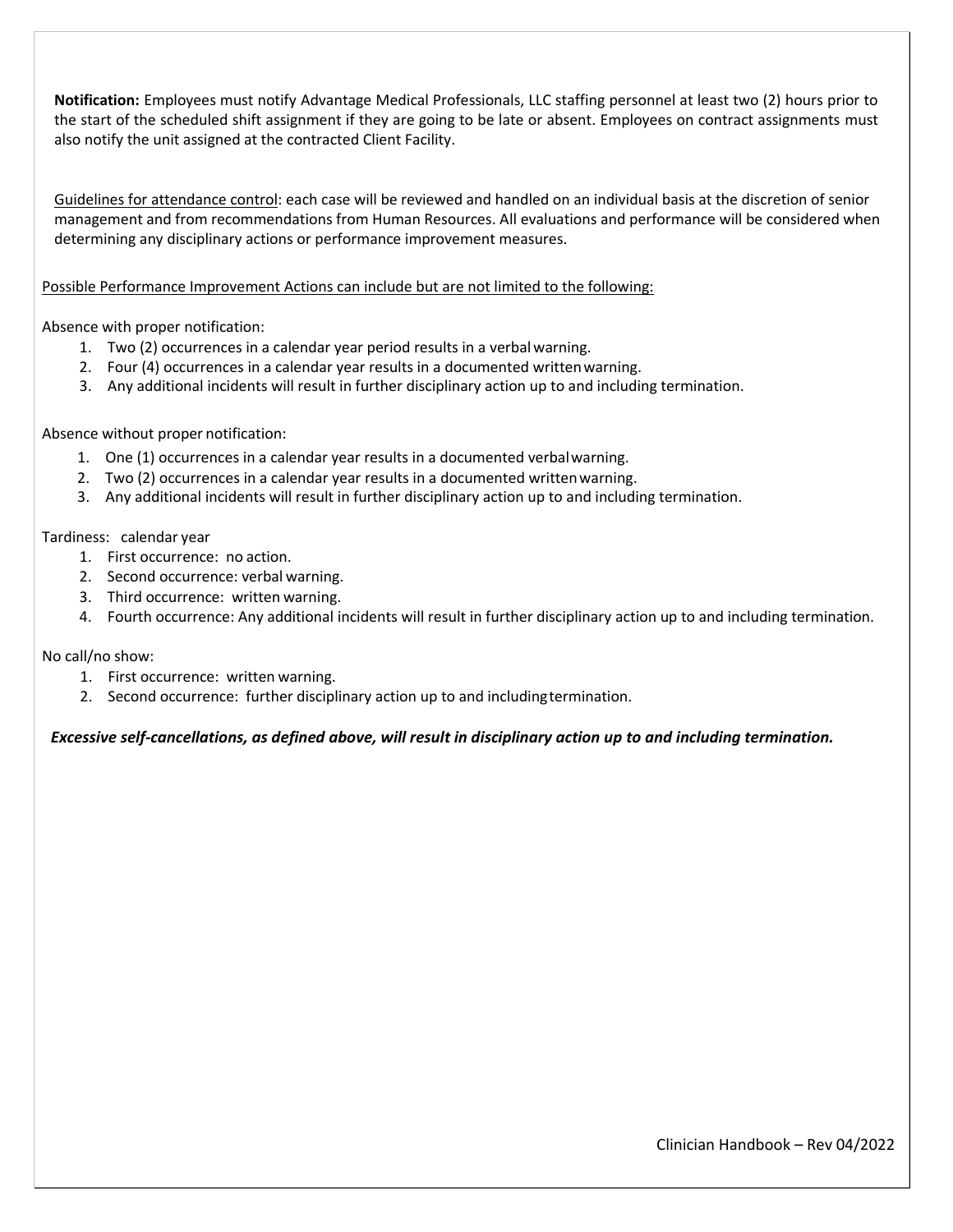**Notification:** Employees must notify Advantage Medical Professionals, LLC staffing personnel at least two (2) hours prior to the start of the scheduled shift assignment if they are going to be late or absent. Employees on contract assignments must also notify the unit assigned at the contracted Client Facility.

<u>Guidelines for attendance control</u>: each case will be reviewed and handled on an individual basis at the discretion of senior management and from recommendations from Human Resources. All evaluations and performance will be considered when determining any disciplinary actions or performance improvement measures.

<u>Possible Performance Improvement Actions can include but are not limited to the following:</u>

Absence with proper notification:

1. Two (2) occurrences in a calendar year period results in a verbal warning.
2. Four (4) occurrences in a calendar year results in a documented written warning.
3. Any additional incidents will result in further disciplinary action up to and including termination.

Absence without proper notification:

1. One (1) occurrences in a calendar year results in a documented verbal warning.
2. Two (2) occurrences in a calendar year results in a documented written warning.
3. Any additional incidents will result in further disciplinary action up to and including termination.

Tardiness: calendar year

1. First occurrence: no action.
2. Second occurrence: verbal warning.
3. Third occurrence: written warning.
4. Fourth occurrence: Any additional incidents will result in further disciplinary action up to and including termination.

No call/no show:

1. First occurrence: written warning.
2. Second occurrence: further disciplinary action up to and including termination.

***Excessive self-cancellations, as defined above, will result in disciplinary action up to and including termination.***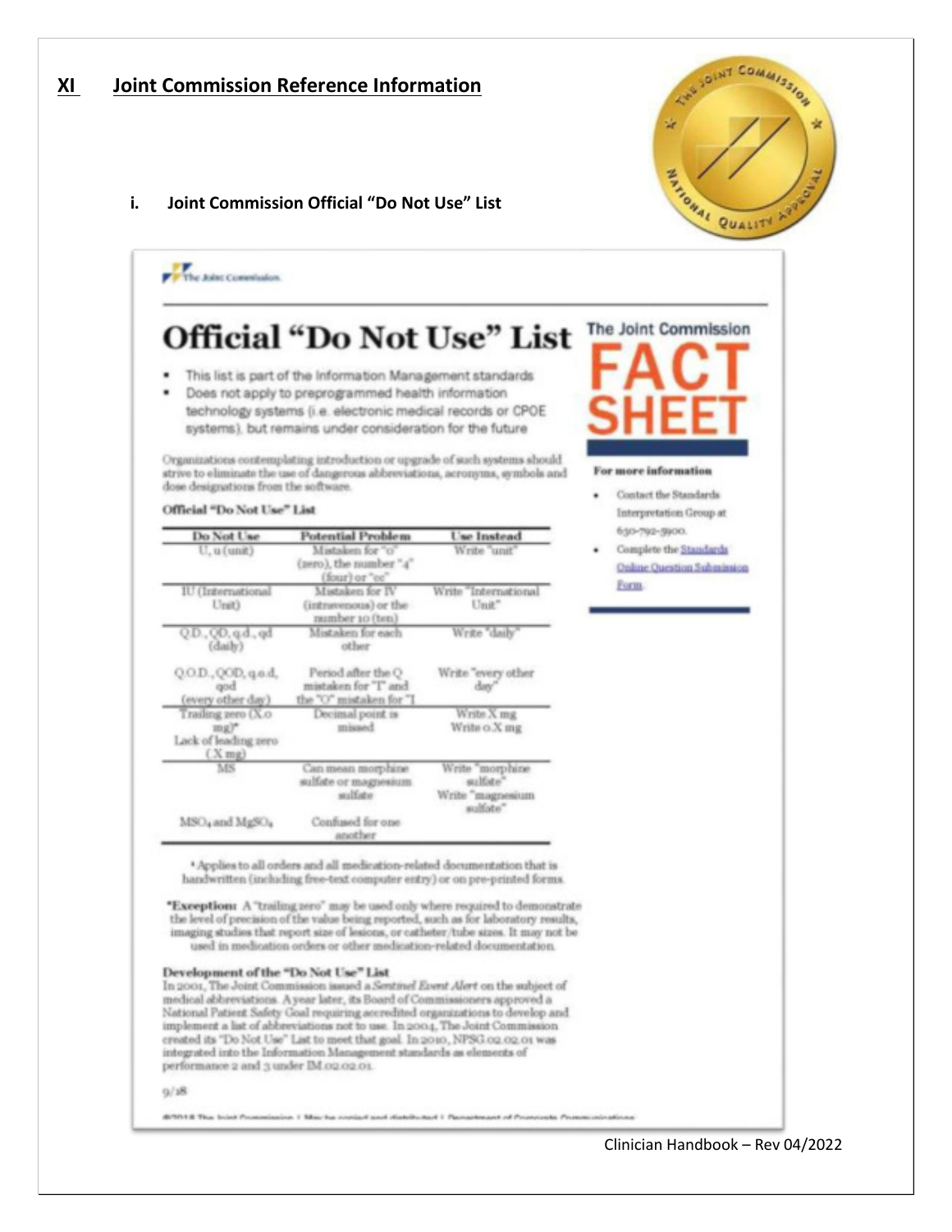## XI Joint Commission Reference Information

### i. Joint Commission Official "Do Not Use" List

The Joint Commission

# Official "Do Not Use" List

- This list is part of the Information Management standards
- Does not apply to preprogrammed health information technology systems (i.e. electronic medical records or CPOE systems), but remains under consideration for the future

Organizations contemplating introduction or upgrade of such systems should strive to eliminate the use of dangerous abbreviations, acronyms, symbols and dose designations from the software.

**Official "Do Not Use" List**

| Do Not Use | Potential Problem | Use Instead |
|---|---|---|
| U, u (unit) | Mistaken for "0" (zero), the number "4" (four) or "cc" | Write "unit" |
| IU (International Unit) | Mistaken for IV (intravenous) or the number 10 (ten) | Write "International Unit" |
| Q.D., QD, q.d., qd (daily) | Mistaken for each other | Write "daily" |
| Q.O.D., QOD, q.o.d, qod (every other day) | Period after the Q mistaken for "I" and the "O" mistaken for "I" | Write "every other day" |
| Trailing zero (X.0 mg)* Lack of leading zero (.X mg) | Decimal point is missed | Write X mg Write 0.X mg |
| MS | Can mean morphine sulfate or magnesium sulfate | Write "morphine sulfate" Write "magnesium sulfate" |
| $MSO_4$ and $MgSO_4$ | Confused for one another | |

[1] Applies to all orders and all medication-related documentation that is handwritten (including free-text computer entry) or on pre-printed forms.

***Exception:** A "trailing zero" may be used only where required to demonstrate the level of precision of the value being reported, such as for laboratory results, imaging studies that report size of lesions, or catheter/tube sizes. It may not be used in medication orders or other medication-related documentation.

**Development of the "Do Not Use" List**

In 2001, The Joint Commission issued a *Sentinel Event Alert* on the subject of medical abbreviations. A year later, its Board of Commissioners approved a National Patient Safety Goal requiring accredited organizations to develop and implement a list of abbreviations not to use. In 2004, The Joint Commission created its "Do Not Use" List to meet that goal. In 2010, NPSG.02.02.01 was integrated into the Information Management standards as elements of performance 2 and 3 under IM.02.02.01.

9/18

©2018 The Joint Commission | May be copied and distributed | Department of Corporate Communications

**The Joint Commission FACT SHEET**

**For more information**

- Contact the Standards Interpretation Group at 630-792-5900.
- Complete the Standards Online Question Submission Form.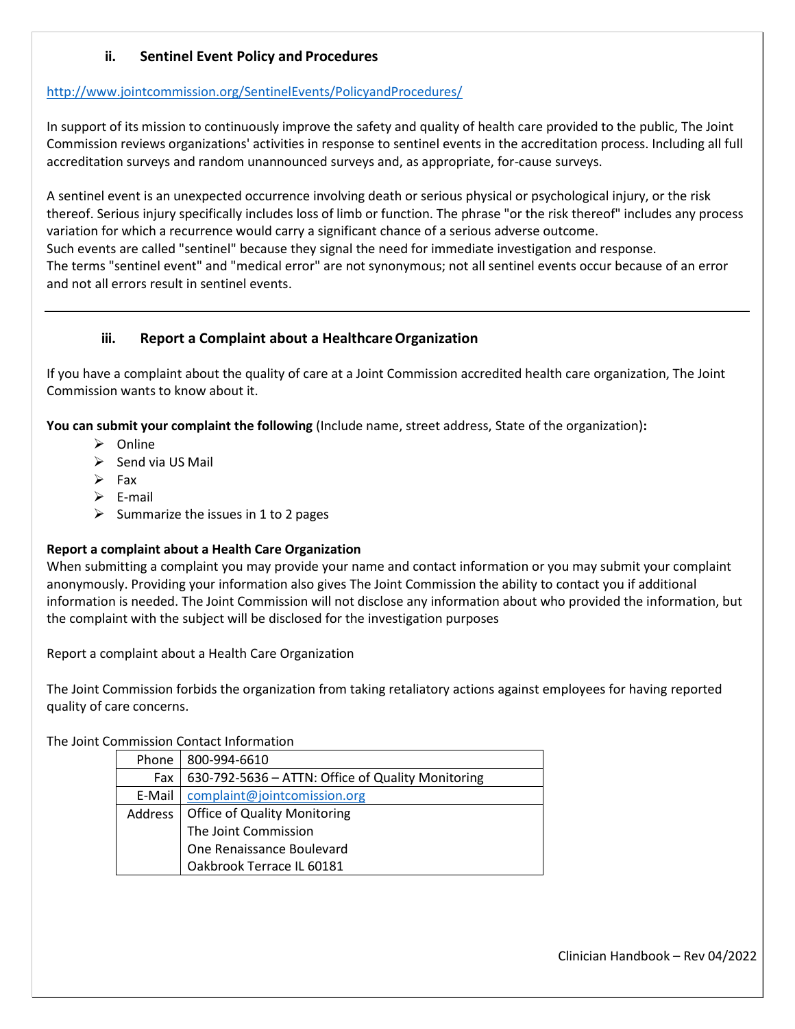### ii. Sentinel Event Policy and Procedures

http://www.jointcommission.org/SentinelEvents/PolicyandProcedures/

In support of its mission to continuously improve the safety and quality of health care provided to the public, The Joint Commission reviews organizations' activities in response to sentinel events in the accreditation process. Including all full accreditation surveys and random unannounced surveys and, as appropriate, for-cause surveys.

A sentinel event is an unexpected occurrence involving death or serious physical or psychological injury, or the risk thereof. Serious injury specifically includes loss of limb or function. The phrase "or the risk thereof" includes any process variation for which a recurrence would carry a significant chance of a serious adverse outcome.
Such events are called "sentinel" because they signal the need for immediate investigation and response.
The terms "sentinel event" and "medical error" are not synonymous; not all sentinel events occur because of an error and not all errors result in sentinel events.

---

### iii. Report a Complaint about a Healthcare Organization

If you have a complaint about the quality of care at a Joint Commission accredited health care organization, The Joint Commission wants to know about it.

**You can submit your complaint the following** (Include name, street address, State of the organization)**:**

- Online
- Send via US Mail
- Fax
- E-mail
- Summarize the issues in 1 to 2 pages

**Report a complaint about a Health Care Organization**
When submitting a complaint you may provide your name and contact information or you may submit your complaint anonymously. Providing your information also gives The Joint Commission the ability to contact you if additional information is needed. The Joint Commission will not disclose any information about who provided the information, but the complaint with the subject will be disclosed for the investigation purposes

Report a complaint about a Health Care Organization

The Joint Commission forbids the organization from taking retaliatory actions against employees for having reported quality of care concerns.

The Joint Commission Contact Information

| | |
|---|---|
| Phone | 800-994-6610 |
| Fax | 630-792-5636 – ATTN: Office of Quality Monitoring |
| E-Mail | complaint@jointcomission.org |
| Address | Office of Quality Monitoring<br>The Joint Commission<br>One Renaissance Boulevard<br>Oakbrook Terrace IL 60181 |

Clinician Handbook – Rev 04/2022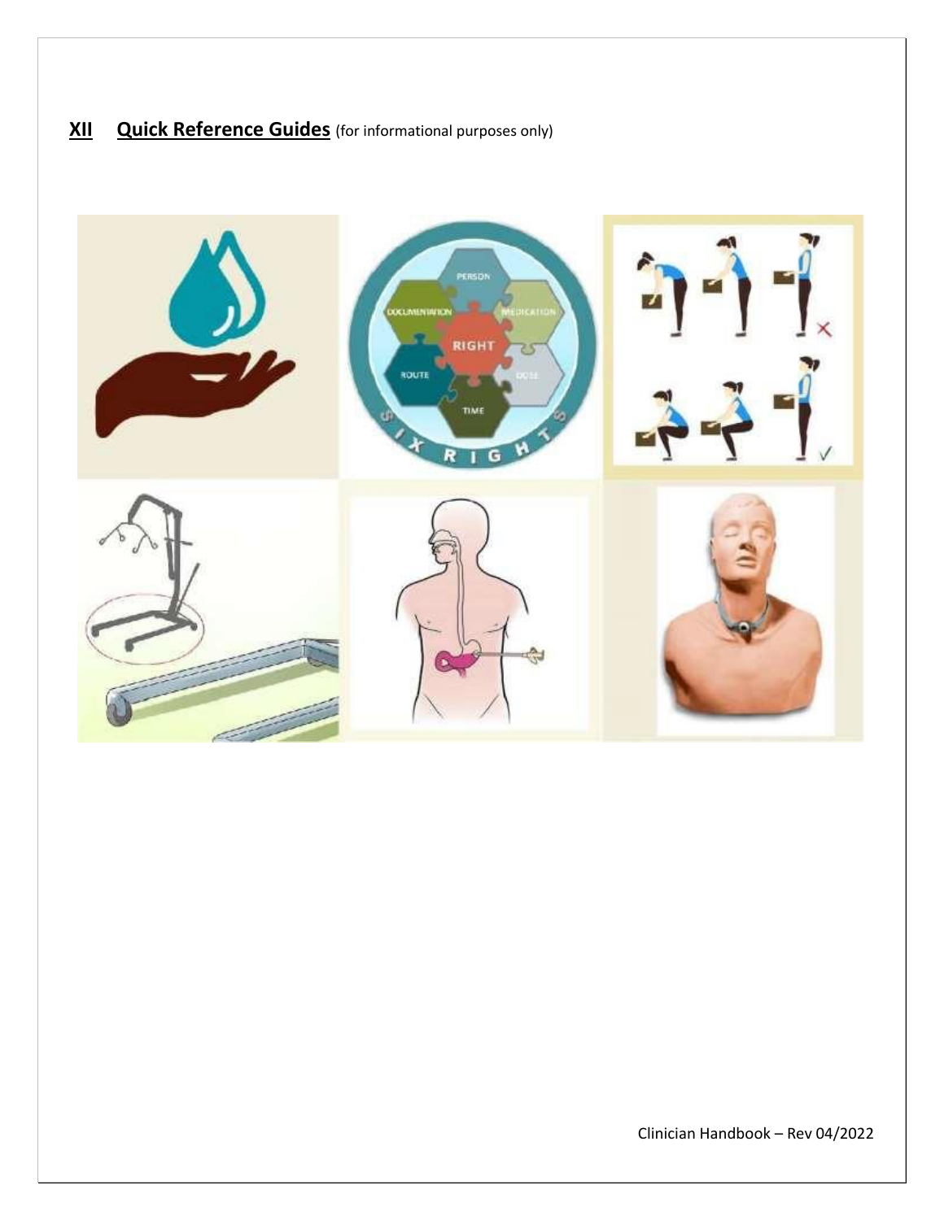## XII Quick Reference Guides (for informational purposes only)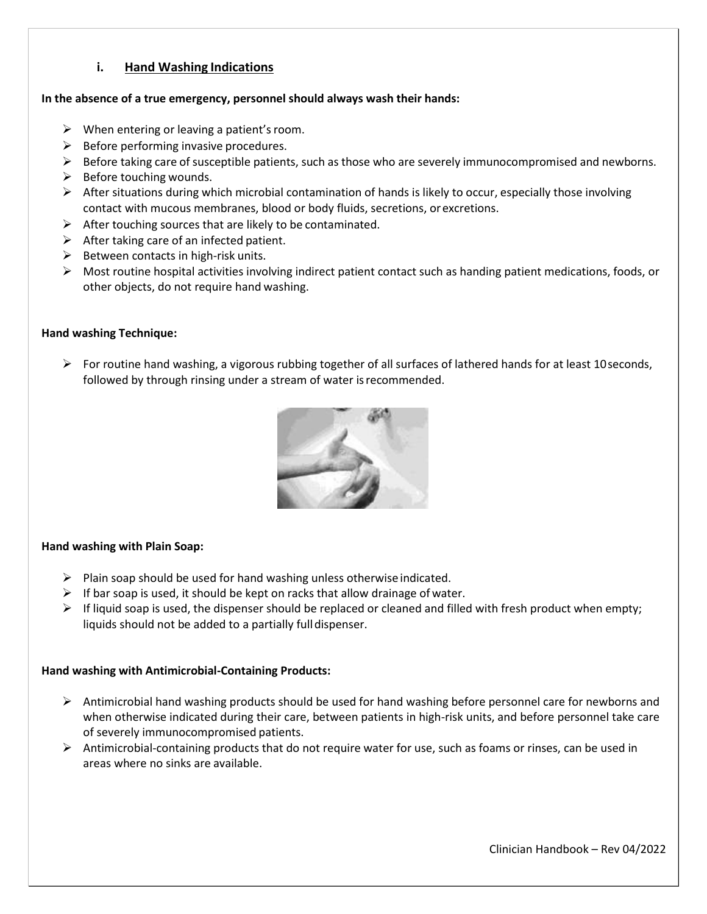### i. Hand Washing Indications

**In the absence of a true emergency, personnel should always wash their hands:**

- When entering or leaving a patient's room.
- Before performing invasive procedures.
- Before taking care of susceptible patients, such as those who are severely immunocompromised and newborns.
- Before touching wounds.
- After situations during which microbial contamination of hands is likely to occur, especially those involving contact with mucous membranes, blood or body fluids, secretions, or excretions.
- After touching sources that are likely to be contaminated.
- After taking care of an infected patient.
- Between contacts in high-risk units.
- Most routine hospital activities involving indirect patient contact such as handing patient medications, foods, or other objects, do not require hand washing.

**Hand washing Technique:**

- For routine hand washing, a vigorous rubbing together of all surfaces of lathered hands for at least 10 seconds, followed by through rinsing under a stream of water is recommended.

**Hand washing with Plain Soap:**

- Plain soap should be used for hand washing unless otherwise indicated.
- If bar soap is used, it should be kept on racks that allow drainage of water.
- If liquid soap is used, the dispenser should be replaced or cleaned and filled with fresh product when empty; liquids should not be added to a partially full dispenser.

**Hand washing with Antimicrobial-Containing Products:**

- Antimicrobial hand washing products should be used for hand washing before personnel care for newborns and when otherwise indicated during their care, between patients in high-risk units, and before personnel take care of severely immunocompromised patients.
- Antimicrobial-containing products that do not require water for use, such as foams or rinses, can be used in areas where no sinks are available.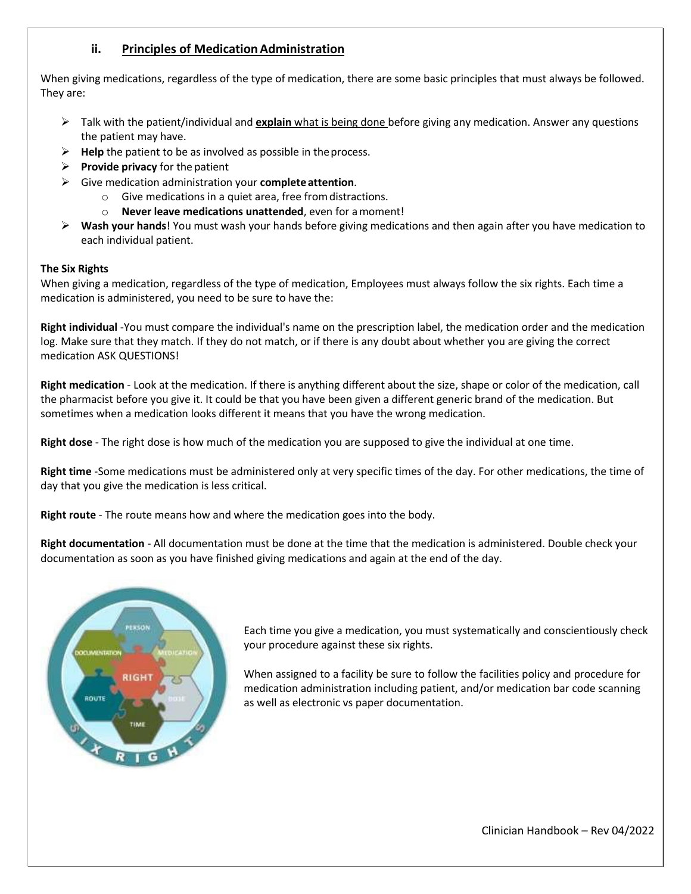## ii. Principles of Medication Administration

When giving medications, regardless of the type of medication, there are some basic principles that must always be followed. They are:

- Talk with the patient/individual and **explain** what is being done before giving any medication. Answer any questions the patient may have.
- **Help** the patient to be as involved as possible in the process.
- **Provide privacy** for the patient
- Give medication administration your **complete attention**.
  - Give medications in a quiet area, free from distractions.
  - **Never leave medications unattended**, even for a moment!
- **Wash your hands**! You must wash your hands before giving medications and then again after you have medication to each individual patient.

**The Six Rights**

When giving a medication, regardless of the type of medication, Employees must always follow the six rights. Each time a medication is administered, you need to be sure to have the:

**Right individual** -You must compare the individual's name on the prescription label, the medication order and the medication log. Make sure that they match. If they do not match, or if there is any doubt about whether you are giving the correct medication ASK QUESTIONS!

**Right medication** - Look at the medication. If there is anything different about the size, shape or color of the medication, call the pharmacist before you give it. It could be that you have been given a different generic brand of the medication. But sometimes when a medication looks different it means that you have the wrong medication.

**Right dose** - The right dose is how much of the medication you are supposed to give the individual at one time.

**Right time** -Some medications must be administered only at very specific times of the day. For other medications, the time of day that you give the medication is less critical.

**Right route** - The route means how and where the medication goes into the body.

**Right documentation** - All documentation must be done at the time that the medication is administered. Double check your documentation as soon as you have finished giving medications and again at the end of the day.

Each time you give a medication, you must systematically and conscientiously check your procedure against these six rights.

When assigned to a facility be sure to follow the facilities policy and procedure for medication administration including patient, and/or medication bar code scanning as well as electronic vs paper documentation.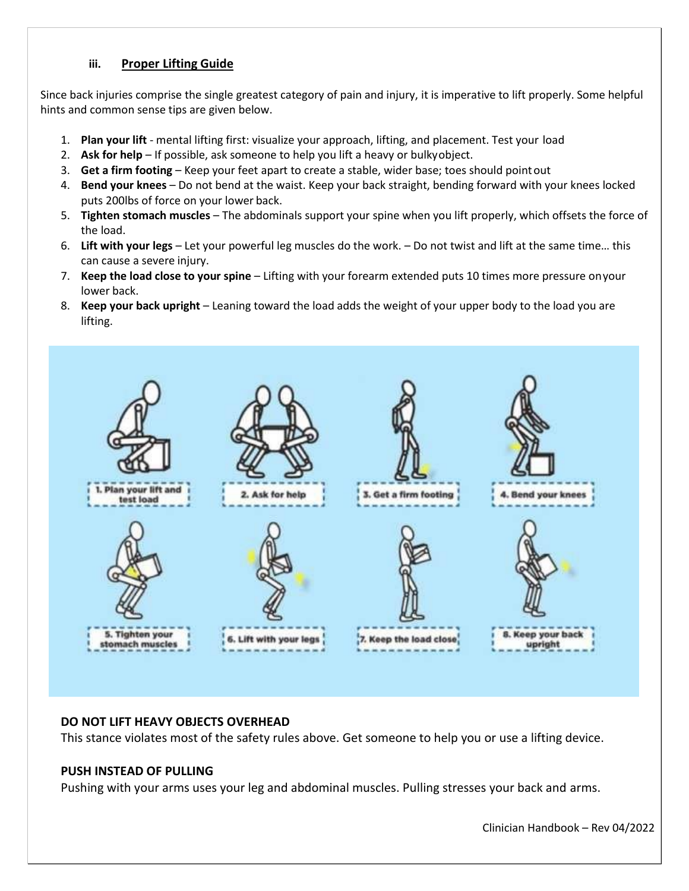### iii. Proper Lifting Guide

Since back injuries comprise the single greatest category of pain and injury, it is imperative to lift properly. Some helpful hints and common sense tips are given below.

1. **Plan your lift** - mental lifting first: visualize your approach, lifting, and placement. Test your load
2. **Ask for help** – If possible, ask someone to help you lift a heavy or bulky object.
3. **Get a firm footing** – Keep your feet apart to create a stable, wider base; toes should point out
4. **Bend your knees** – Do not bend at the waist. Keep your back straight, bending forward with your knees locked puts 200lbs of force on your lower back.
5. **Tighten stomach muscles** – The abdominals support your spine when you lift properly, which offsets the force of the load.
6. **Lift with your legs** – Let your powerful leg muscles do the work. – Do not twist and lift at the same time… this can cause a severe injury.
7. **Keep the load close to your spine** – Lifting with your forearm extended puts 10 times more pressure on your lower back.
8. **Keep your back upright** – Leaning toward the load adds the weight of your upper body to the load you are lifting.

1. Plan your lift and test load

2. Ask for help

3. Get a firm footing

4. Bend your knees

5. Tighten your stomach muscles

6. Lift with your legs

7. Keep the load close

8. Keep your back upright

**DO NOT LIFT HEAVY OBJECTS OVERHEAD**

This stance violates most of the safety rules above. Get someone to help you or use a lifting device.

**PUSH INSTEAD OF PULLING**

Pushing with your arms uses your leg and abdominal muscles. Pulling stresses your back and arms.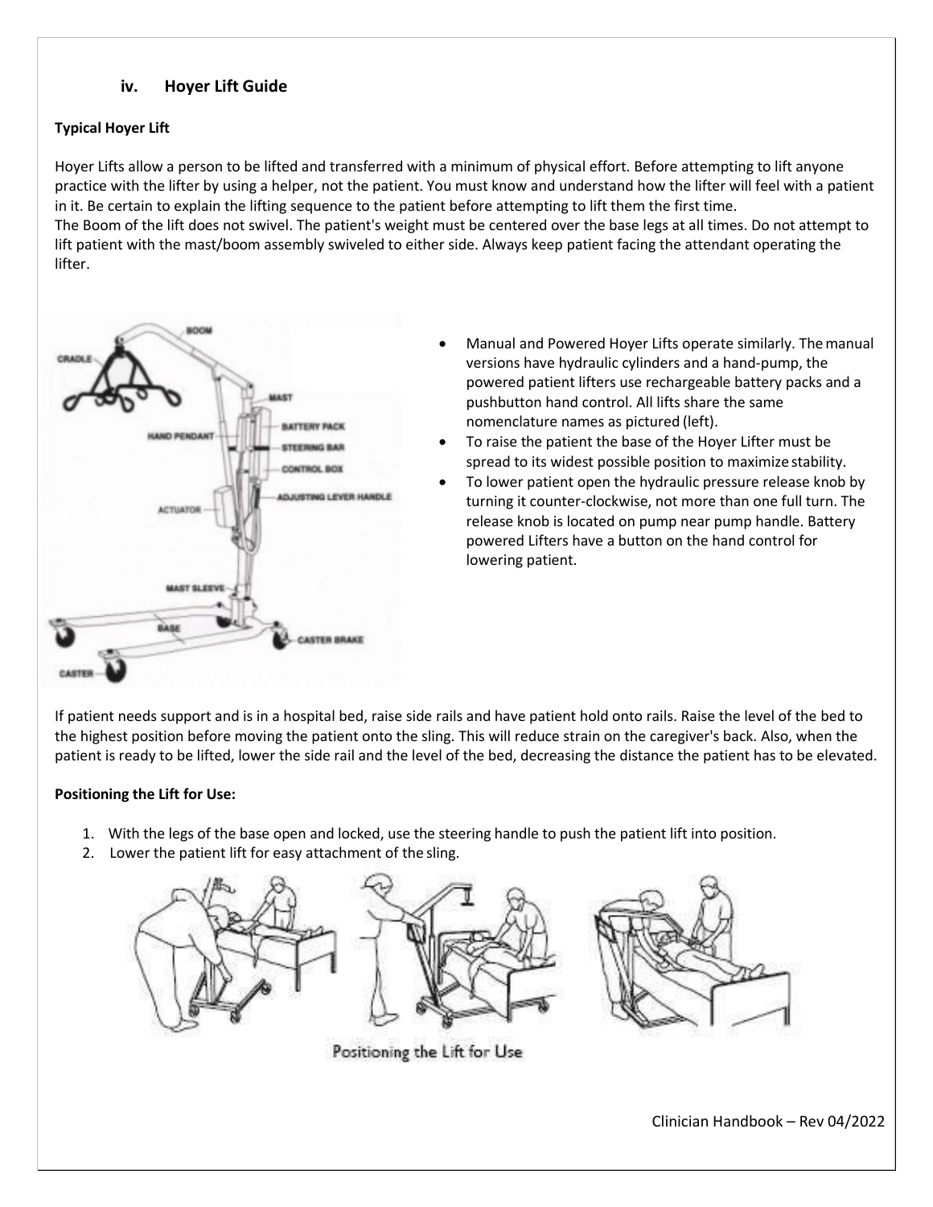### iv. Hoyer Lift Guide

**Typical Hoyer Lift**

Hoyer Lifts allow a person to be lifted and transferred with a minimum of physical effort. Before attempting to lift anyone practice with the lifter by using a helper, not the patient. You must know and understand how the lifter will feel with a patient in it. Be certain to explain the lifting sequence to the patient before attempting to lift them the first time.
The Boom of the lift does not swivel. The patient's weight must be centered over the base legs at all times. Do not attempt to lift patient with the mast/boom assembly swiveled to either side. Always keep patient facing the attendant operating the lifter.

- Manual and Powered Hoyer Lifts operate similarly. The manual versions have hydraulic cylinders and a hand-pump, the powered patient lifters use rechargeable battery packs and a pushbutton hand control. All lifts share the same nomenclature names as pictured (left).
- To raise the patient the base of the Hoyer Lifter must be spread to its widest possible position to maximize stability.
- To lower patient open the hydraulic pressure release knob by turning it counter-clockwise, not more than one full turn. The release knob is located on pump near pump handle. Battery powered Lifters have a button on the hand control for lowering patient.

If patient needs support and is in a hospital bed, raise side rails and have patient hold onto rails. Raise the level of the bed to the highest position before moving the patient onto the sling. This will reduce strain on the caregiver's back. Also, when the patient is ready to be lifted, lower the side rail and the level of the bed, decreasing the distance the patient has to be elevated.

**Positioning the Lift for Use:**

1. With the legs of the base open and locked, use the steering handle to push the patient lift into position.
2. Lower the patient lift for easy attachment of the sling.

Positioning the Lift for Use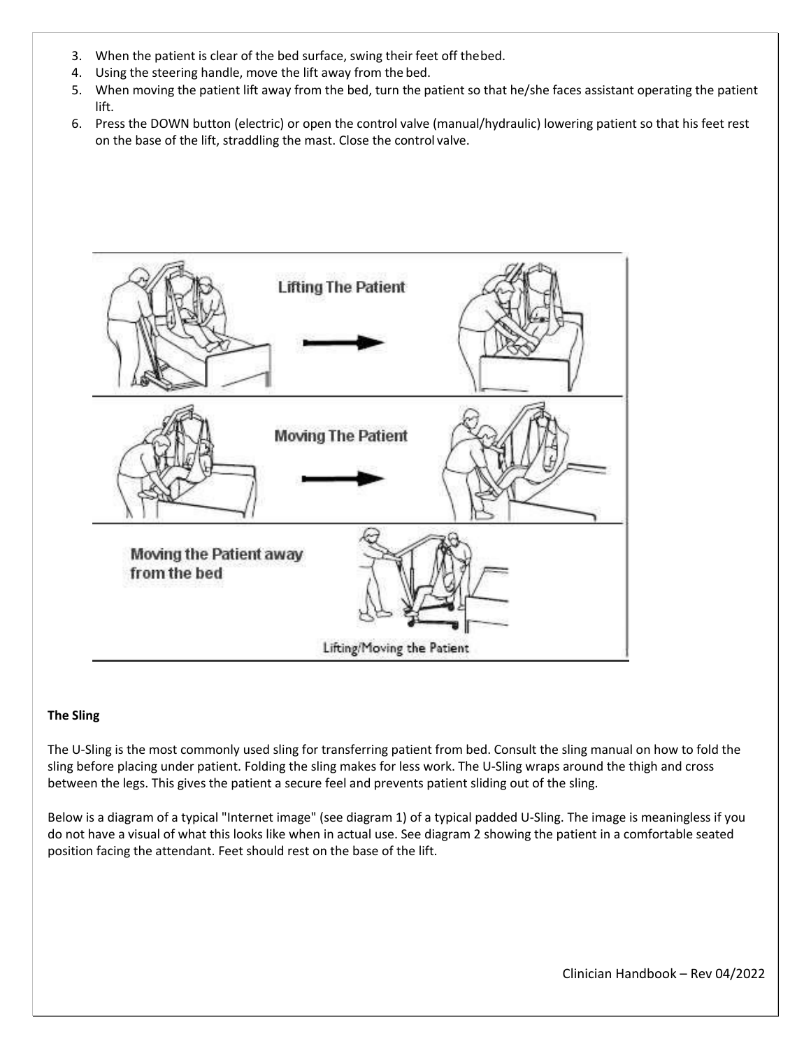3. When the patient is clear of the bed surface, swing their feet off thebed.
4. Using the steering handle, move the lift away from the bed.
5. When moving the patient lift away from the bed, turn the patient so that he/she faces assistant operating the patient lift.
6. Press the DOWN button (electric) or open the control valve (manual/hydraulic) lowering patient so that his feet rest on the base of the lift, straddling the mast. Close the control valve.

Lifting/Moving the Patient

**The Sling**

The U-Sling is the most commonly used sling for transferring patient from bed. Consult the sling manual on how to fold the sling before placing under patient. Folding the sling makes for less work. The U-Sling wraps around the thigh and cross between the legs. This gives the patient a secure feel and prevents patient sliding out of the sling.

Below is a diagram of a typical "Internet image" (see diagram 1) of a typical padded U-Sling. The image is meaningless if you do not have a visual of what this looks like when in actual use. See diagram 2 showing the patient in a comfortable seated position facing the attendant. Feet should rest on the base of the lift.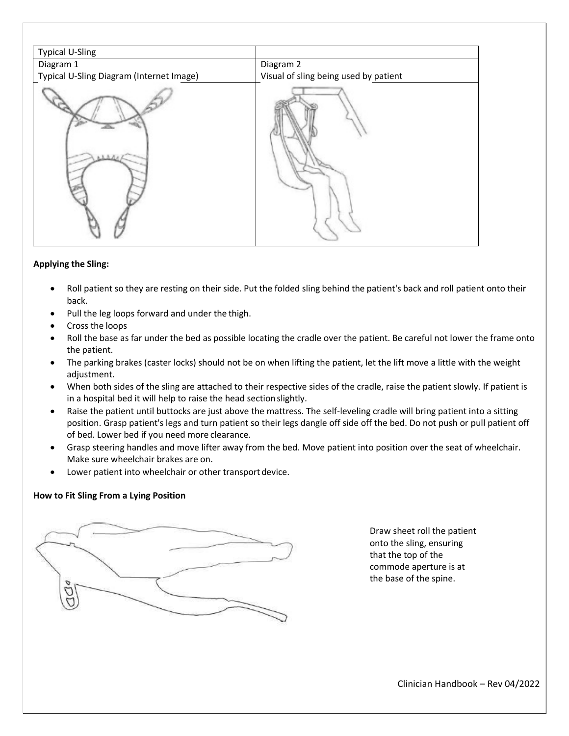| Typical U-Sling | |
|---|---|
| Diagram 1<br>Typical U-Sling Diagram (Internet Image) | Diagram 2<br>Visual of sling being used by patient |
| | |

**Applying the Sling:**

- Roll patient so they are resting on their side. Put the folded sling behind the patient's back and roll patient onto their back.
- Pull the leg loops forward and under the thigh.
- Cross the loops
- Roll the base as far under the bed as possible locating the cradle over the patient. Be careful not lower the frame onto the patient.
- The parking brakes (caster locks) should not be on when lifting the patient, let the lift move a little with the weight adjustment.
- When both sides of the sling are attached to their respective sides of the cradle, raise the patient slowly. If patient is in a hospital bed it will help to raise the head section slightly.
- Raise the patient until buttocks are just above the mattress. The self-leveling cradle will bring patient into a sitting position. Grasp patient's legs and turn patient so their legs dangle off side off the bed. Do not push or pull patient off of bed. Lower bed if you need more clearance.
- Grasp steering handles and move lifter away from the bed. Move patient into position over the seat of wheelchair. Make sure wheelchair brakes are on.
- Lower patient into wheelchair or other transport device.

**How to Fit Sling From a Lying Position**

Draw sheet roll the patient onto the sling, ensuring that the top of the commode aperture is at the base of the spine.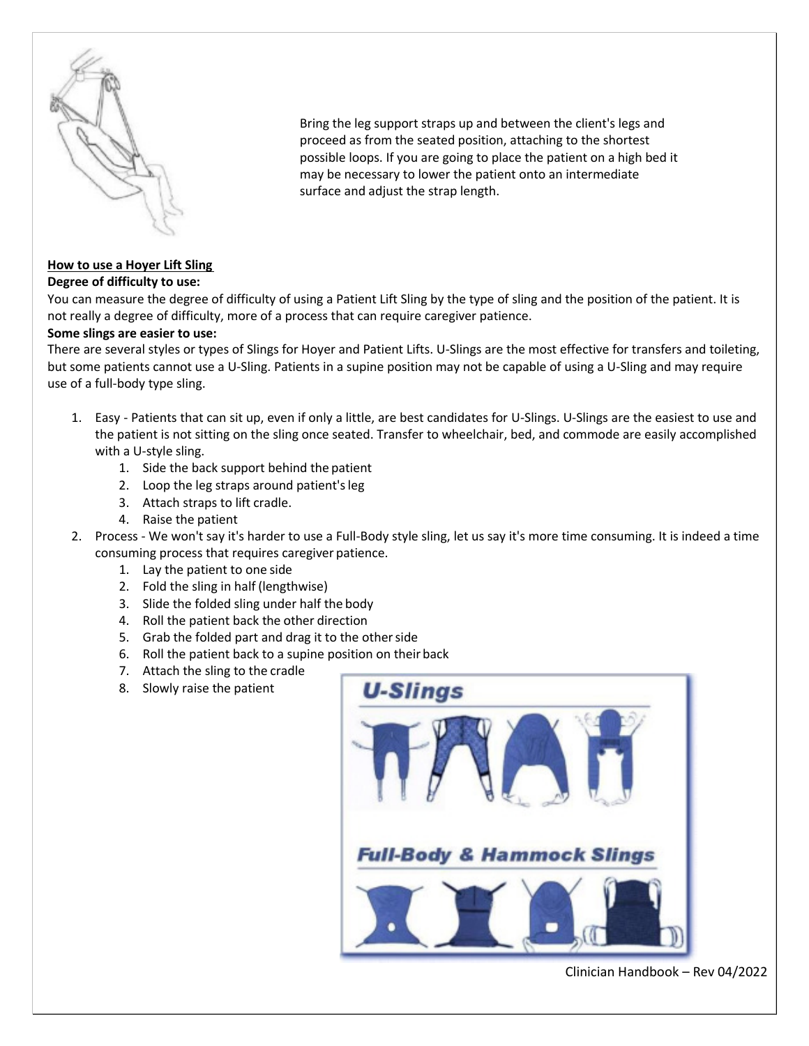Bring the leg support straps up and between the client's legs and proceed as from the seated position, attaching to the shortest possible loops. If you are going to place the patient on a high bed it may be necessary to lower the patient onto an intermediate surface and adjust the strap length.

**How to use a Hoyer Lift Sling**

**Degree of difficulty to use:**

You can measure the degree of difficulty of using a Patient Lift Sling by the type of sling and the position of the patient. It is not really a degree of difficulty, more of a process that can require caregiver patience.

**Some slings are easier to use:**

There are several styles or types of Slings for Hoyer and Patient Lifts. U-Slings are the most effective for transfers and toileting, but some patients cannot use a U-Sling. Patients in a supine position may not be capable of using a U-Sling and may require use of a full-body type sling.

1. Easy - Patients that can sit up, even if only a little, are best candidates for U-Slings. U-Slings are the easiest to use and the patient is not sitting on the sling once seated. Transfer to wheelchair, bed, and commode are easily accomplished with a U-style sling.
   1. Side the back support behind the patient
   2. Loop the leg straps around patient's leg
   3. Attach straps to lift cradle.
   4. Raise the patient
2. Process - We won't say it's harder to use a Full-Body style sling, let us say it's more time consuming. It is indeed a time consuming process that requires caregiver patience.
   1. Lay the patient to one side
   2. Fold the sling in half (lengthwise)
   3. Slide the folded sling under half the body
   4. Roll the patient back the other direction
   5. Grab the folded part and drag it to the other side
   6. Roll the patient back to a supine position on their back
   7. Attach the sling to the cradle
   8. Slowly raise the patient

U-Slings

Full-Body & Hammock Slings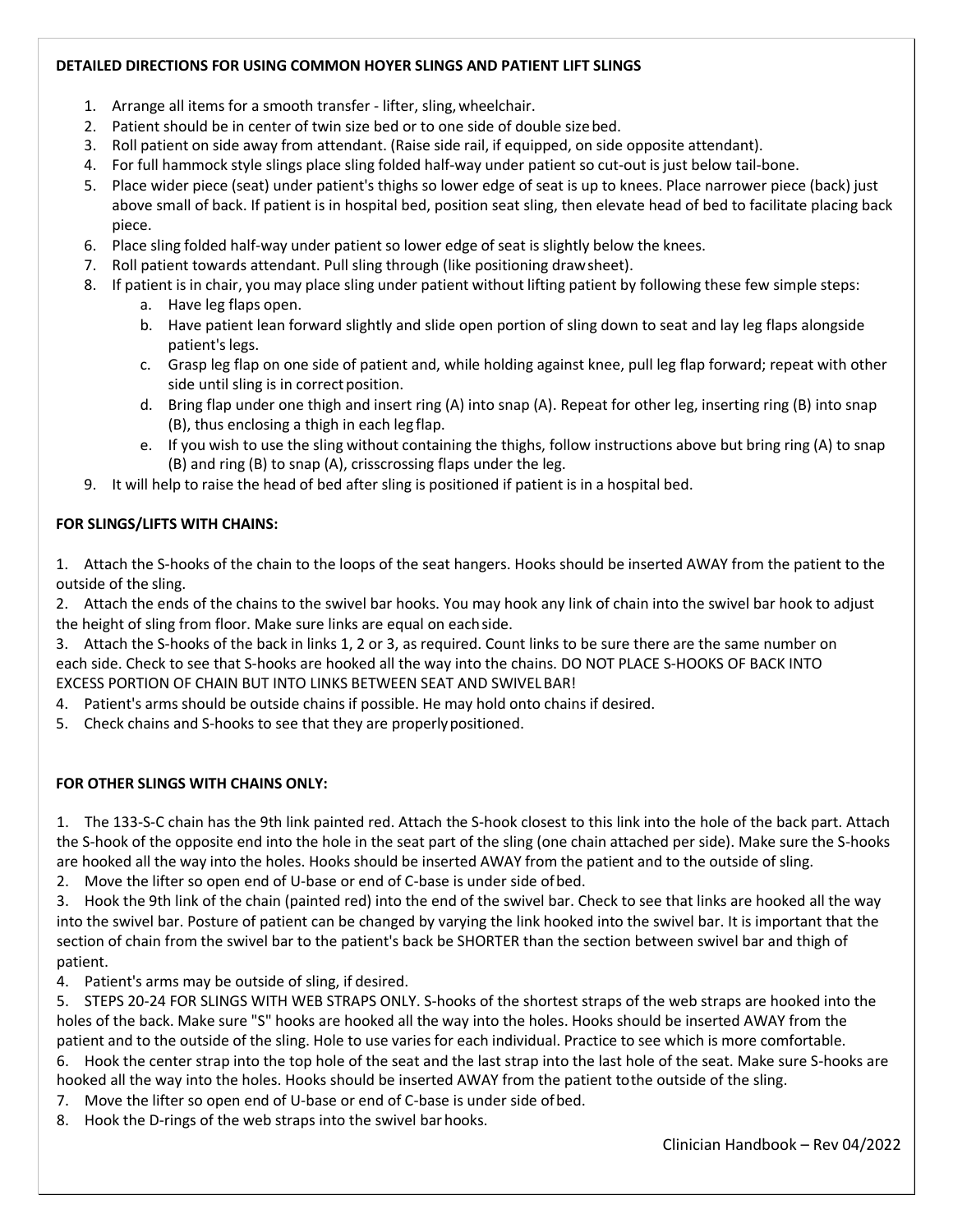**DETAILED DIRECTIONS FOR USING COMMON HOYER SLINGS AND PATIENT LIFT SLINGS**

1. Arrange all items for a smooth transfer - lifter, sling, wheelchair.
2. Patient should be in center of twin size bed or to one side of double size bed.
3. Roll patient on side away from attendant. (Raise side rail, if equipped, on side opposite attendant).
4. For full hammock style slings place sling folded half-way under patient so cut-out is just below tail-bone.
5. Place wider piece (seat) under patient's thighs so lower edge of seat is up to knees. Place narrower piece (back) just above small of back. If patient is in hospital bed, position seat sling, then elevate head of bed to facilitate placing back piece.
6. Place sling folded half-way under patient so lower edge of seat is slightly below the knees.
7. Roll patient towards attendant. Pull sling through (like positioning draw sheet).
8. If patient is in chair, you may place sling under patient without lifting patient by following these few simple steps:
   a. Have leg flaps open.
   b. Have patient lean forward slightly and slide open portion of sling down to seat and lay leg flaps alongside patient's legs.
   c. Grasp leg flap on one side of patient and, while holding against knee, pull leg flap forward; repeat with other side until sling is in correct position.
   d. Bring flap under one thigh and insert ring (A) into snap (A). Repeat for other leg, inserting ring (B) into snap (B), thus enclosing a thigh in each leg flap.
   e. If you wish to use the sling without containing the thighs, follow instructions above but bring ring (A) to snap (B) and ring (B) to snap (A), crisscrossing flaps under the leg.
9. It will help to raise the head of bed after sling is positioned if patient is in a hospital bed.

**FOR SLINGS/LIFTS WITH CHAINS:**

1. Attach the S-hooks of the chain to the loops of the seat hangers. Hooks should be inserted AWAY from the patient to the outside of the sling.
2. Attach the ends of the chains to the swivel bar hooks. You may hook any link of chain into the swivel bar hook to adjust the height of sling from floor. Make sure links are equal on each side.
3. Attach the S-hooks of the back in links 1, 2 or 3, as required. Count links to be sure there are the same number on each side. Check to see that S-hooks are hooked all the way into the chains. DO NOT PLACE S-HOOKS OF BACK INTO EXCESS PORTION OF CHAIN BUT INTO LINKS BETWEEN SEAT AND SWIVEL BAR!
4. Patient's arms should be outside chains if possible. He may hold onto chains if desired.
5. Check chains and S-hooks to see that they are properly positioned.

**FOR OTHER SLINGS WITH CHAINS ONLY:**

1. The 133-S-C chain has the 9th link painted red. Attach the S-hook closest to this link into the hole of the back part. Attach the S-hook of the opposite end into the hole in the seat part of the sling (one chain attached per side). Make sure the S-hooks are hooked all the way into the holes. Hooks should be inserted AWAY from the patient and to the outside of sling.
2. Move the lifter so open end of U-base or end of C-base is under side of bed.
3. Hook the 9th link of the chain (painted red) into the end of the swivel bar. Check to see that links are hooked all the way into the swivel bar. Posture of patient can be changed by varying the link hooked into the swivel bar. It is important that the section of chain from the swivel bar to the patient's back be SHORTER than the section between swivel bar and thigh of patient.
4. Patient's arms may be outside of sling, if desired.
5. STEPS 20-24 FOR SLINGS WITH WEB STRAPS ONLY. S-hooks of the shortest straps of the web straps are hooked into the holes of the back. Make sure "S" hooks are hooked all the way into the holes. Hooks should be inserted AWAY from the patient and to the outside of the sling. Hole to use varies for each individual. Practice to see which is more comfortable.
6. Hook the center strap into the top hole of the seat and the last strap into the last hole of the seat. Make sure S-hooks are hooked all the way into the holes. Hooks should be inserted AWAY from the patient to the outside of the sling.
7. Move the lifter so open end of U-base or end of C-base is under side of bed.
8. Hook the D-rings of the web straps into the swivel bar hooks.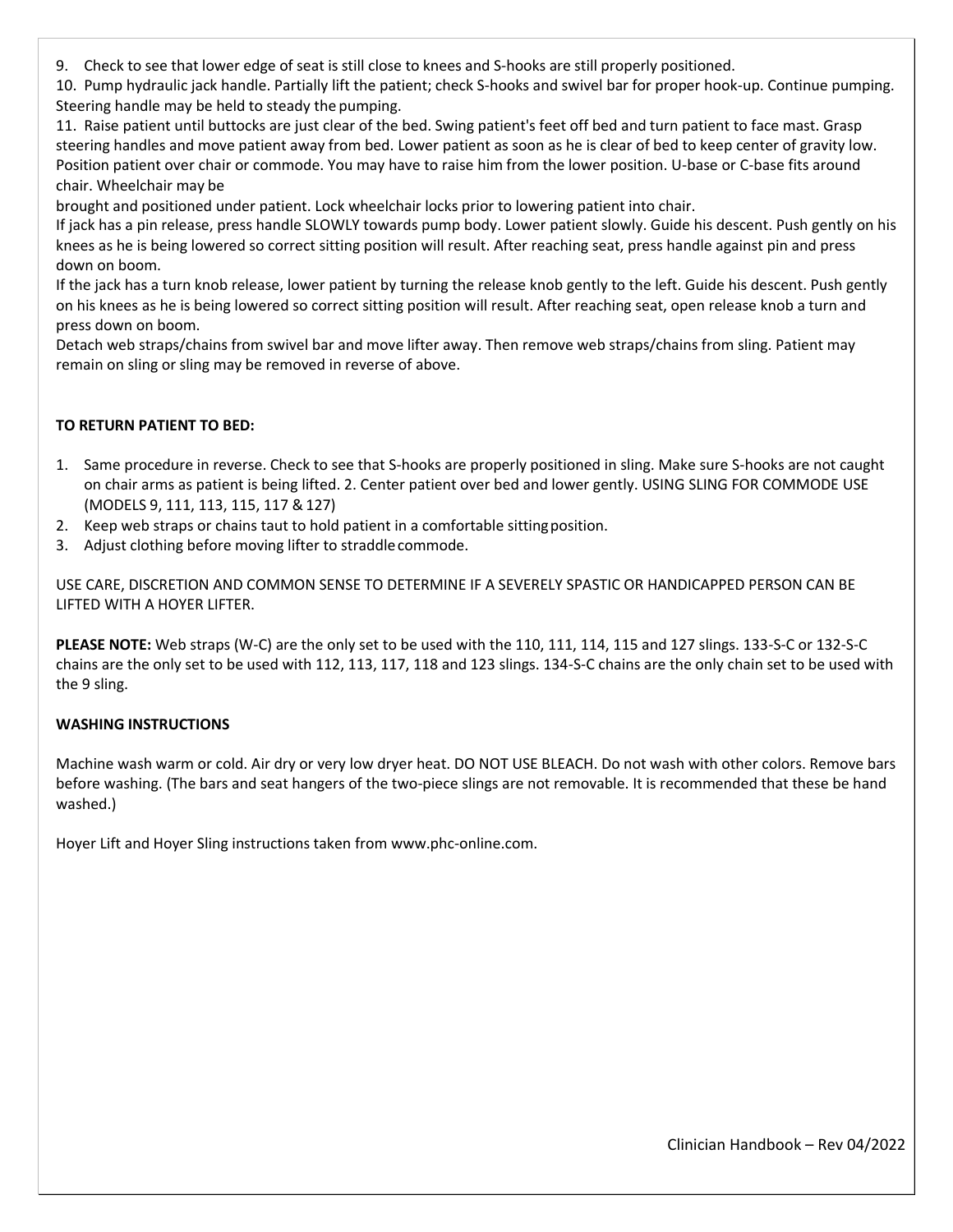9. Check to see that lower edge of seat is still close to knees and S-hooks are still properly positioned.

10. Pump hydraulic jack handle. Partially lift the patient; check S-hooks and swivel bar for proper hook-up. Continue pumping. Steering handle may be held to steady the pumping.

11. Raise patient until buttocks are just clear of the bed. Swing patient's feet off bed and turn patient to face mast. Grasp steering handles and move patient away from bed. Lower patient as soon as he is clear of bed to keep center of gravity low. Position patient over chair or commode. You may have to raise him from the lower position. U-base or C-base fits around chair. Wheelchair may be brought and positioned under patient. Lock wheelchair locks prior to lowering patient into chair.

If jack has a pin release, press handle SLOWLY towards pump body. Lower patient slowly. Guide his descent. Push gently on his knees as he is being lowered so correct sitting position will result. After reaching seat, press handle against pin and press down on boom.

If the jack has a turn knob release, lower patient by turning the release knob gently to the left. Guide his descent. Push gently on his knees as he is being lowered so correct sitting position will result. After reaching seat, open release knob a turn and press down on boom.

Detach web straps/chains from swivel bar and move lifter away. Then remove web straps/chains from sling. Patient may remain on sling or sling may be removed in reverse of above.

**TO RETURN PATIENT TO BED:**

1. Same procedure in reverse. Check to see that S-hooks are properly positioned in sling. Make sure S-hooks are not caught on chair arms as patient is being lifted. 2. Center patient over bed and lower gently. USING SLING FOR COMMODE USE (MODELS 9, 111, 113, 115, 117 & 127)
2. Keep web straps or chains taut to hold patient in a comfortable sitting position.
3. Adjust clothing before moving lifter to straddle commode.

USE CARE, DISCRETION AND COMMON SENSE TO DETERMINE IF A SEVERELY SPASTIC OR HANDICAPPED PERSON CAN BE LIFTED WITH A HOYER LIFTER.

**PLEASE NOTE:** Web straps (W-C) are the only set to be used with the 110, 111, 114, 115 and 127 slings. 133-S-C or 132-S-C chains are the only set to be used with 112, 113, 117, 118 and 123 slings. 134-S-C chains are the only chain set to be used with the 9 sling.

**WASHING INSTRUCTIONS**

Machine wash warm or cold. Air dry or very low dryer heat. DO NOT USE BLEACH. Do not wash with other colors. Remove bars before washing. (The bars and seat hangers of the two-piece slings are not removable. It is recommended that these be hand washed.)

Hoyer Lift and Hoyer Sling instructions taken from www.phc-online.com.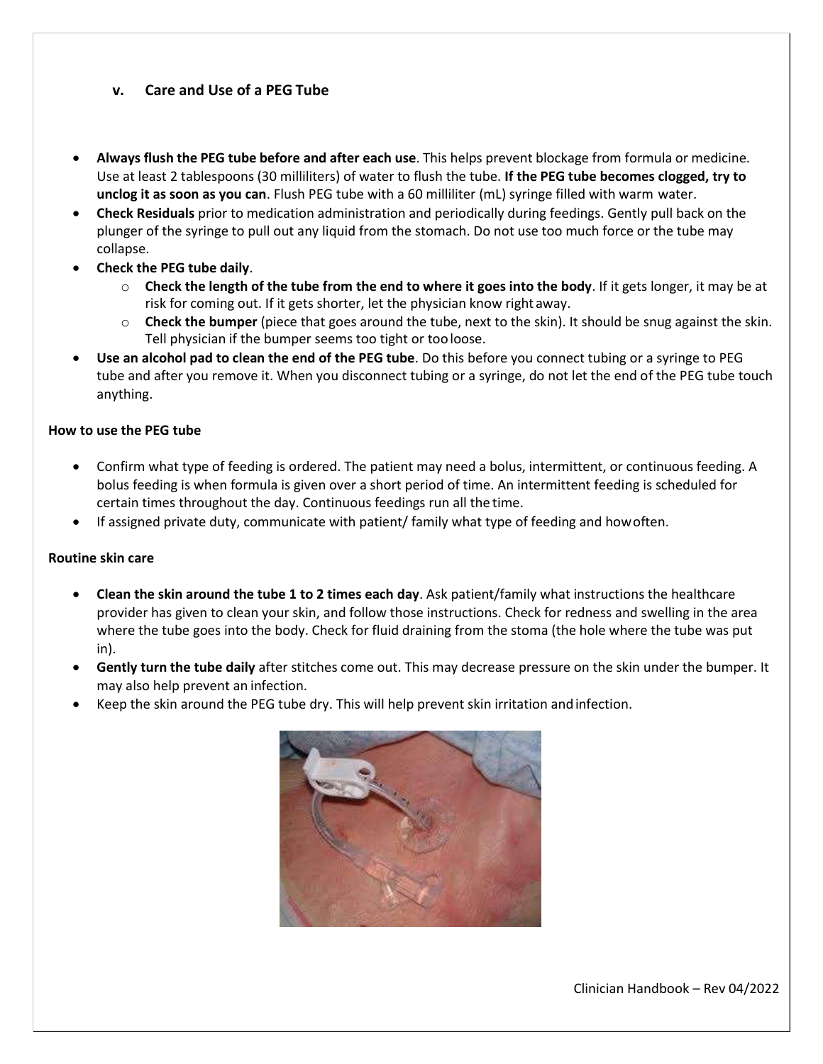### v. Care and Use of a PEG Tube

- **Always flush the PEG tube before and after each use**. This helps prevent blockage from formula or medicine. Use at least 2 tablespoons (30 milliliters) of water to flush the tube. **If the PEG tube becomes clogged, try to unclog it as soon as you can**. Flush PEG tube with a 60 milliliter (mL) syringe filled with warm water.
- **Check Residuals** prior to medication administration and periodically during feedings. Gently pull back on the plunger of the syringe to pull out any liquid from the stomach. Do not use too much force or the tube may collapse.
- **Check the PEG tube daily**.
  - **Check the length of the tube from the end to where it goes into the body**. If it gets longer, it may be at risk for coming out. If it gets shorter, let the physician know right away.
  - **Check the bumper** (piece that goes around the tube, next to the skin). It should be snug against the skin. Tell physician if the bumper seems too tight or too loose.
- **Use an alcohol pad to clean the end of the PEG tube**. Do this before you connect tubing or a syringe to PEG tube and after you remove it. When you disconnect tubing or a syringe, do not let the end of the PEG tube touch anything.

**How to use the PEG tube**

- Confirm what type of feeding is ordered. The patient may need a bolus, intermittent, or continuous feeding. A bolus feeding is when formula is given over a short period of time. An intermittent feeding is scheduled for certain times throughout the day. Continuous feedings run all the time.
- If assigned private duty, communicate with patient/ family what type of feeding and how often.

**Routine skin care**

- **Clean the skin around the tube 1 to 2 times each day**. Ask patient/family what instructions the healthcare provider has given to clean your skin, and follow those instructions. Check for redness and swelling in the area where the tube goes into the body. Check for fluid draining from the stoma (the hole where the tube was put in).
- **Gently turn the tube daily** after stitches come out. This may decrease pressure on the skin under the bumper. It may also help prevent an infection.
- Keep the skin around the PEG tube dry. This will help prevent skin irritation and infection.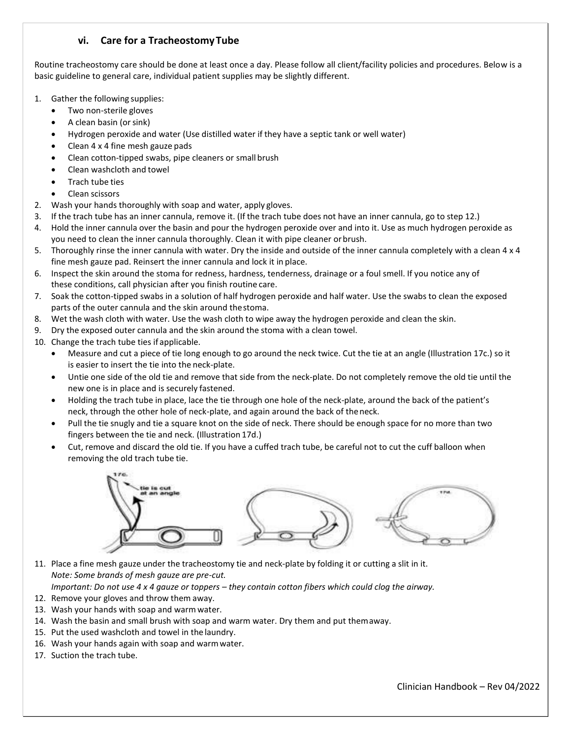### vi. Care for a Tracheostomy Tube

Routine tracheostomy care should be done at least once a day. Please follow all client/facility policies and procedures. Below is a basic guideline to general care, individual patient supplies may be slightly different.

1. Gather the following supplies:
   - Two non-sterile gloves
   - A clean basin (or sink)
   - Hydrogen peroxide and water (Use distilled water if they have a septic tank or well water)
   - Clean 4 x 4 fine mesh gauze pads
   - Clean cotton-tipped swabs, pipe cleaners or small brush
   - Clean washcloth and towel
   - Trach tube ties
   - Clean scissors
2. Wash your hands thoroughly with soap and water, apply gloves.
3. If the trach tube has an inner cannula, remove it. (If the trach tube does not have an inner cannula, go to step 12.)
4. Hold the inner cannula over the basin and pour the hydrogen peroxide over and into it. Use as much hydrogen peroxide as you need to clean the inner cannula thoroughly. Clean it with pipe cleaner or brush.
5. Thoroughly rinse the inner cannula with water. Dry the inside and outside of the inner cannula completely with a clean 4 x 4 fine mesh gauze pad. Reinsert the inner cannula and lock it in place.
6. Inspect the skin around the stoma for redness, hardness, tenderness, drainage or a foul smell. If you notice any of these conditions, call physician after you finish routine care.
7. Soak the cotton-tipped swabs in a solution of half hydrogen peroxide and half water. Use the swabs to clean the exposed parts of the outer cannula and the skin around the stoma.
8. Wet the wash cloth with water. Use the wash cloth to wipe away the hydrogen peroxide and clean the skin.
9. Dry the exposed outer cannula and the skin around the stoma with a clean towel.
10. Change the trach tube ties if applicable.
    - Measure and cut a piece of tie long enough to go around the neck twice. Cut the tie at an angle (Illustration 17c.) so it is easier to insert the tie into the neck-plate.
    - Untie one side of the old tie and remove that side from the neck-plate. Do not completely remove the old tie until the new one is in place and is securely fastened.
    - Holding the trach tube in place, lace the tie through one hole of the neck-plate, around the back of the patient's neck, through the other hole of neck-plate, and again around the back of the neck.
    - Pull the tie snugly and tie a square knot on the side of neck. There should be enough space for no more than two fingers between the tie and neck. (Illustration 17d.)
    - Cut, remove and discard the old tie. If you have a cuffed trach tube, be careful not to cut the cuff balloon when removing the old trach tube tie.

17c. tie is cut at an angle

17d.

11. Place a fine mesh gauze under the tracheostomy tie and neck-plate by folding it or cutting a slit in it.
    *Note: Some brands of mesh gauze are pre-cut.*
    *Important: Do not use 4 x 4 gauze or toppers – they contain cotton fibers which could clog the airway.*
12. Remove your gloves and throw them away.
13. Wash your hands with soap and warm water.
14. Wash the basin and small brush with soap and warm water. Dry them and put them away.
15. Put the used washcloth and towel in the laundry.
16. Wash your hands again with soap and warm water.
17. Suction the trach tube.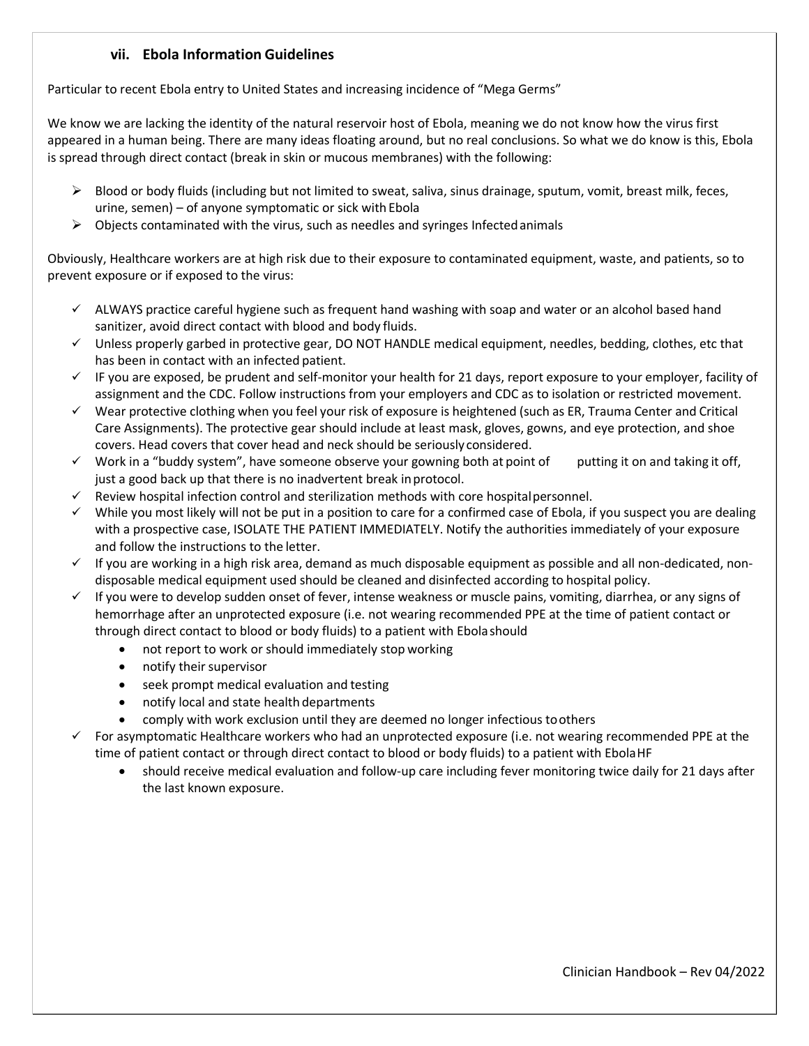### vii. Ebola Information Guidelines

Particular to recent Ebola entry to United States and increasing incidence of "Mega Germs"

We know we are lacking the identity of the natural reservoir host of Ebola, meaning we do not know how the virus first appeared in a human being. There are many ideas floating around, but no real conclusions. So what we do know is this, Ebola is spread through direct contact (break in skin or mucous membranes) with the following:

- Blood or body fluids (including but not limited to sweat, saliva, sinus drainage, sputum, vomit, breast milk, feces, urine, semen) – of anyone symptomatic or sick with Ebola
- Objects contaminated with the virus, such as needles and syringes Infected animals

Obviously, Healthcare workers are at high risk due to their exposure to contaminated equipment, waste, and patients, so to prevent exposure or if exposed to the virus:

- ALWAYS practice careful hygiene such as frequent hand washing with soap and water or an alcohol based hand sanitizer, avoid direct contact with blood and body fluids.
- Unless properly garbed in protective gear, DO NOT HANDLE medical equipment, needles, bedding, clothes, etc that has been in contact with an infected patient.
- IF you are exposed, be prudent and self-monitor your health for 21 days, report exposure to your employer, facility of assignment and the CDC. Follow instructions from your employers and CDC as to isolation or restricted movement.
- Wear protective clothing when you feel your risk of exposure is heightened (such as ER, Trauma Center and Critical Care Assignments). The protective gear should include at least mask, gloves, gowns, and eye protection, and shoe covers. Head covers that cover head and neck should be seriously considered.
- Work in a "buddy system", have someone observe your gowning both at point of putting it on and taking it off, just a good back up that there is no inadvertent break in protocol.
- Review hospital infection control and sterilization methods with core hospital personnel.
- While you most likely will not be put in a position to care for a confirmed case of Ebola, if you suspect you are dealing with a prospective case, ISOLATE THE PATIENT IMMEDIATELY. Notify the authorities immediately of your exposure and follow the instructions to the letter.
- If you are working in a high risk area, demand as much disposable equipment as possible and all non-dedicated, non-disposable medical equipment used should be cleaned and disinfected according to hospital policy.
- If you were to develop sudden onset of fever, intense weakness or muscle pains, vomiting, diarrhea, or any signs of hemorrhage after an unprotected exposure (i.e. not wearing recommended PPE at the time of patient contact or through direct contact to blood or body fluids) to a patient with Ebola should
  - not report to work or should immediately stop working
  - notify their supervisor
  - seek prompt medical evaluation and testing
  - notify local and state health departments
  - comply with work exclusion until they are deemed no longer infectious to others
- For asymptomatic Healthcare workers who had an unprotected exposure (i.e. not wearing recommended PPE at the time of patient contact or through direct contact to blood or body fluids) to a patient with Ebola HF
  - should receive medical evaluation and follow-up care including fever monitoring twice daily for 21 days after the last known exposure.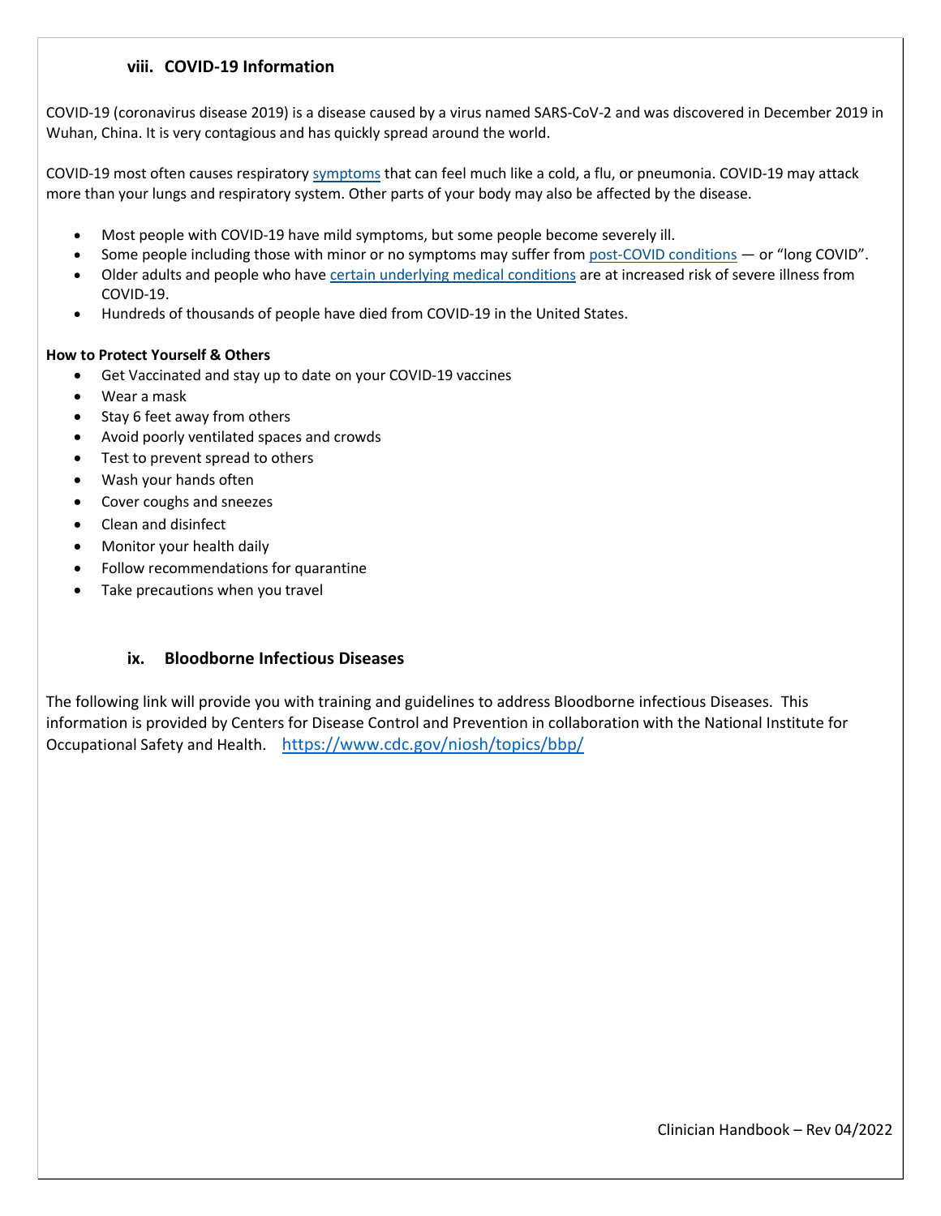### viii. COVID-19 Information

COVID-19 (coronavirus disease 2019) is a disease caused by a virus named SARS-CoV-2 and was discovered in December 2019 in Wuhan, China. It is very contagious and has quickly spread around the world.

COVID-19 most often causes respiratory symptoms that can feel much like a cold, a flu, or pneumonia. COVID-19 may attack more than your lungs and respiratory system. Other parts of your body may also be affected by the disease.

- Most people with COVID-19 have mild symptoms, but some people become severely ill.
- Some people including those with minor or no symptoms may suffer from post-COVID conditions — or "long COVID".
- Older adults and people who have certain underlying medical conditions are at increased risk of severe illness from COVID-19.
- Hundreds of thousands of people have died from COVID-19 in the United States.

**How to Protect Yourself & Others**

- Get Vaccinated and stay up to date on your COVID-19 vaccines
- Wear a mask
- Stay 6 feet away from others
- Avoid poorly ventilated spaces and crowds
- Test to prevent spread to others
- Wash your hands often
- Cover coughs and sneezes
- Clean and disinfect
- Monitor your health daily
- Follow recommendations for quarantine
- Take precautions when you travel

### ix. Bloodborne Infectious Diseases

The following link will provide you with training and guidelines to address Bloodborne infectious Diseases. This information is provided by Centers for Disease Control and Prevention in collaboration with the National Institute for Occupational Safety and Health. https://www.cdc.gov/niosh/topics/bbp/

Clinician Handbook – Rev 04/2022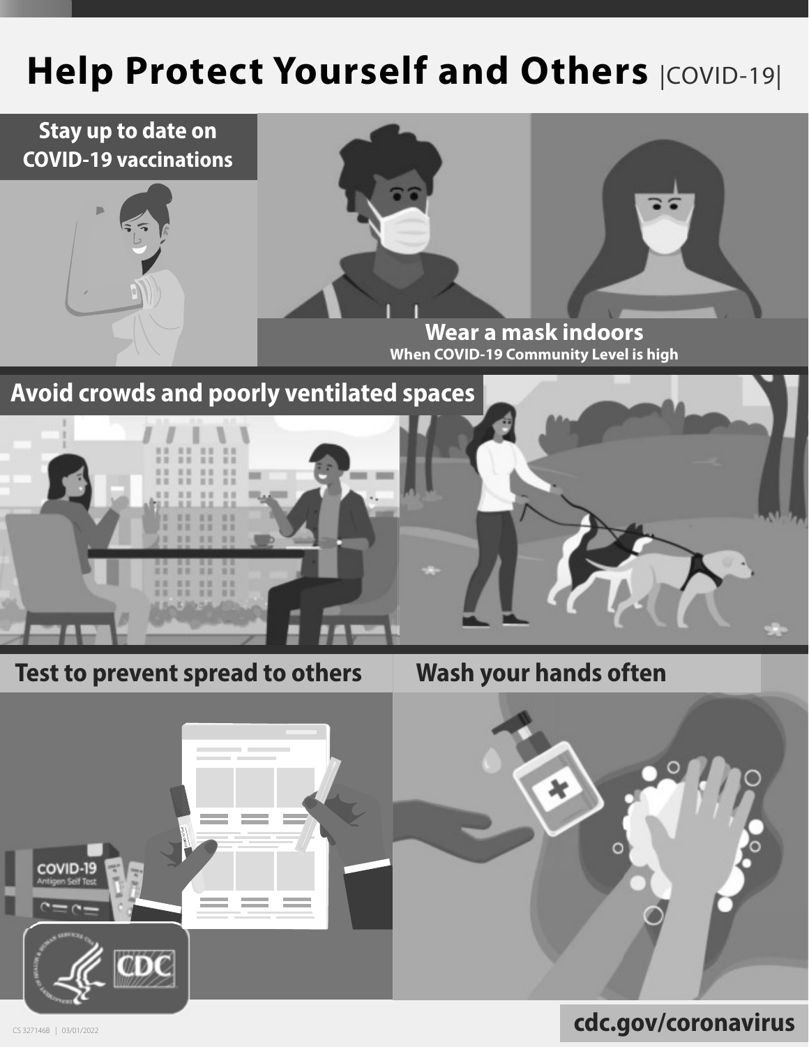# Help Protect Yourself and Others |COVID-19|

**Stay up to date on COVID-19 vaccinations**

**Wear a mask indoors**
**When COVID-19 Community Level is high**

**Avoid crowds and poorly ventilated spaces**

**Test to prevent spread to others**

**Wash your hands often**

COVID-19 Antigen Self Test

CDC

**cdc.gov/coronavirus**

CS 327146B | 03/01/2022